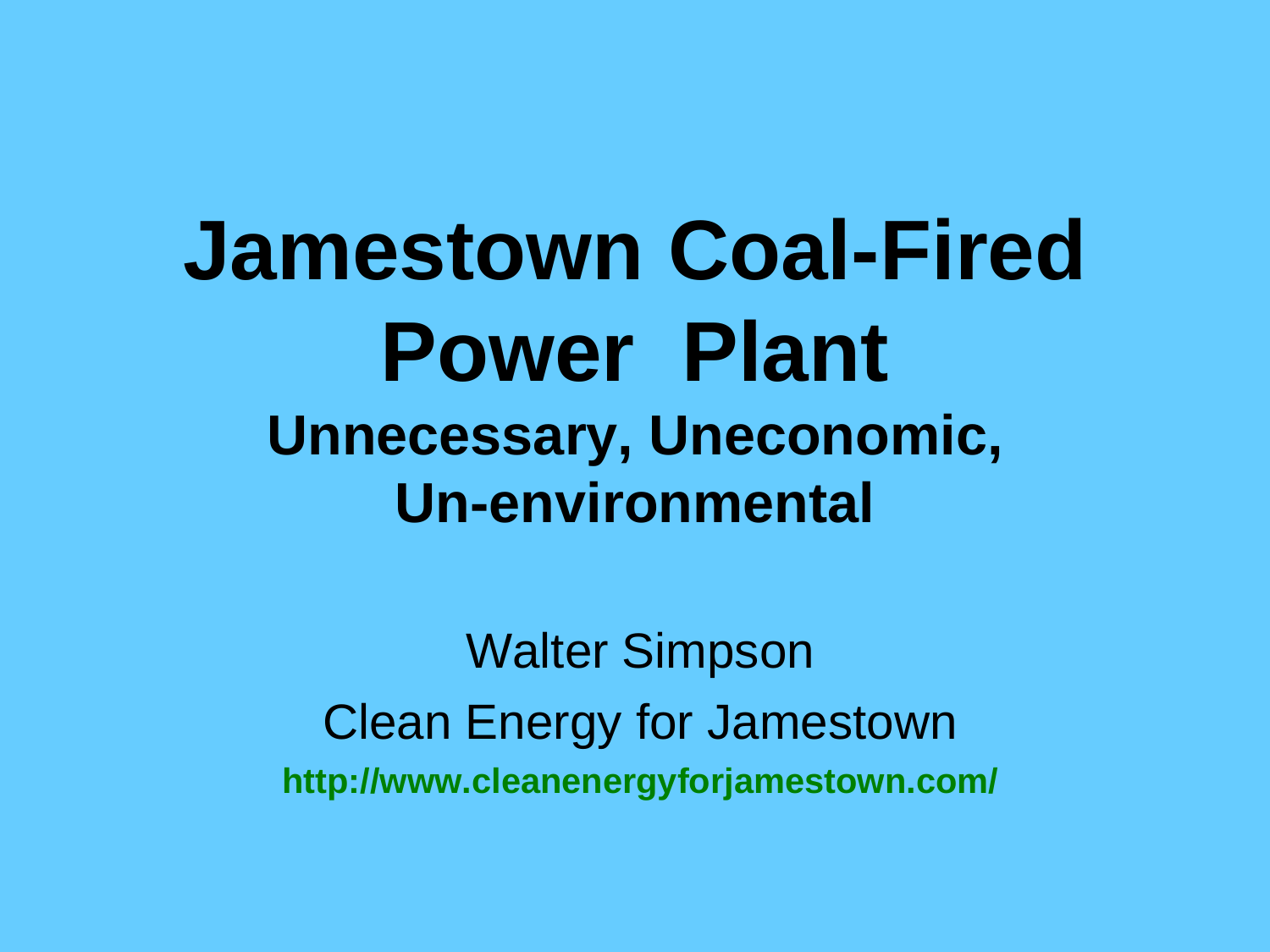# Jamestown Coal-Fired Power Plant

## Unnecessary, Uneconomic, Un-environmental

Walter Simpson

Clean Energy for Jamestown

**http://www.cleanenergyforjamestown.com/**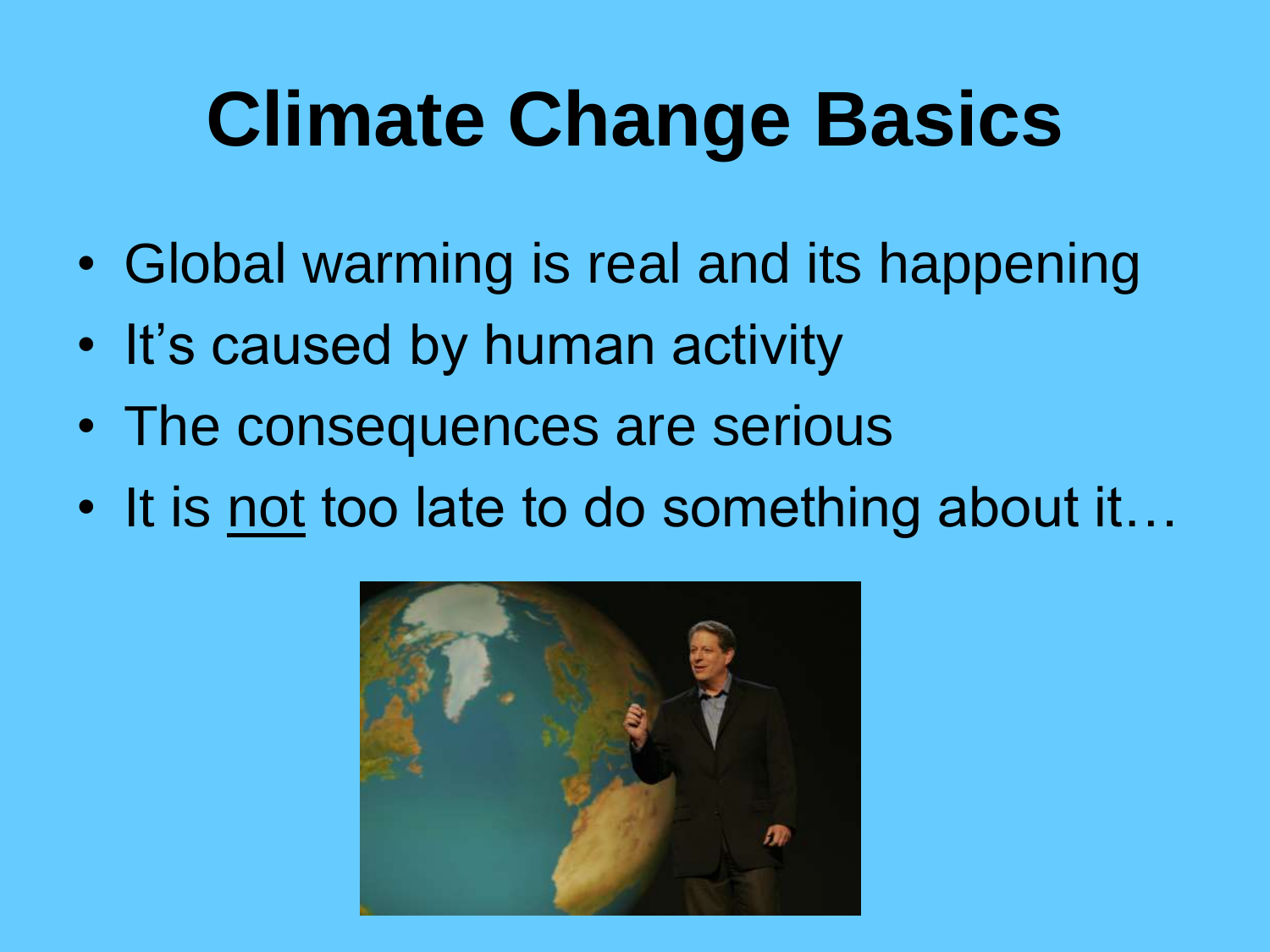# Climate Change Basics

- Global warming is real and its happening
- It's caused by human activity
- The consequences are serious
- It is <u>not</u> too late to do something about it…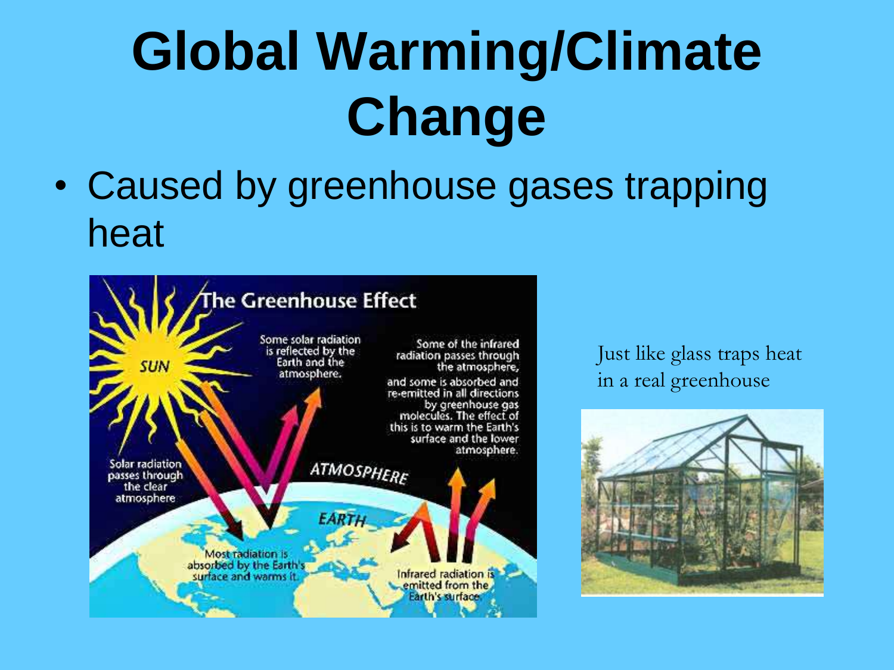# Global Warming/Climate Change

- Caused by greenhouse gases trapping heat

## The Greenhouse Effect

SUN

Some solar radiation is reflected by the Earth and the atmosphere.

Some of the infrared radiation passes through the atmosphere,

and some is absorbed and re-emitted in all directions by greenhouse gas molecules. The effect of this is to warm the Earth's surface and the lower atmosphere.

Solar radiation passes through the clear atmosphere

ATMOSPHERE

EARTH

Most radiation is absorbed by the Earth's surface and warms it.

Infrared radiation is emitted from the Earth's surface

Just like glass traps heat in a real greenhouse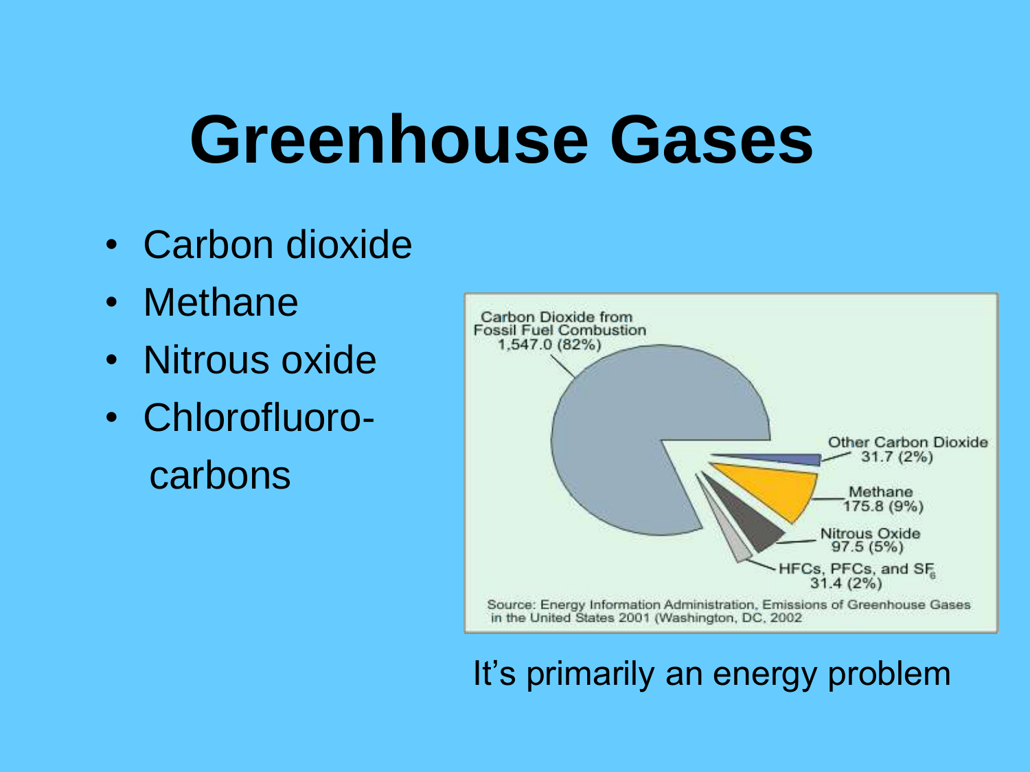# Greenhouse Gases

- Carbon dioxide
- Methane
- Nitrous oxide
- Chlorofluoro-carbons

Carbon Dioxide from Fossil Fuel Combustion 1,547.0 (82%)

Other Carbon Dioxide 31.7 (2%)

Methane 175.8 (9%)

Nitrous Oxide 97.5 (5%)

HFCs, PFCs, and $SF_6$ 31.4 (2%)

Source: Energy Information Administration, Emissions of Greenhouse Gases in the United States 2001 (Washington, DC, 2002

It's primarily an energy problem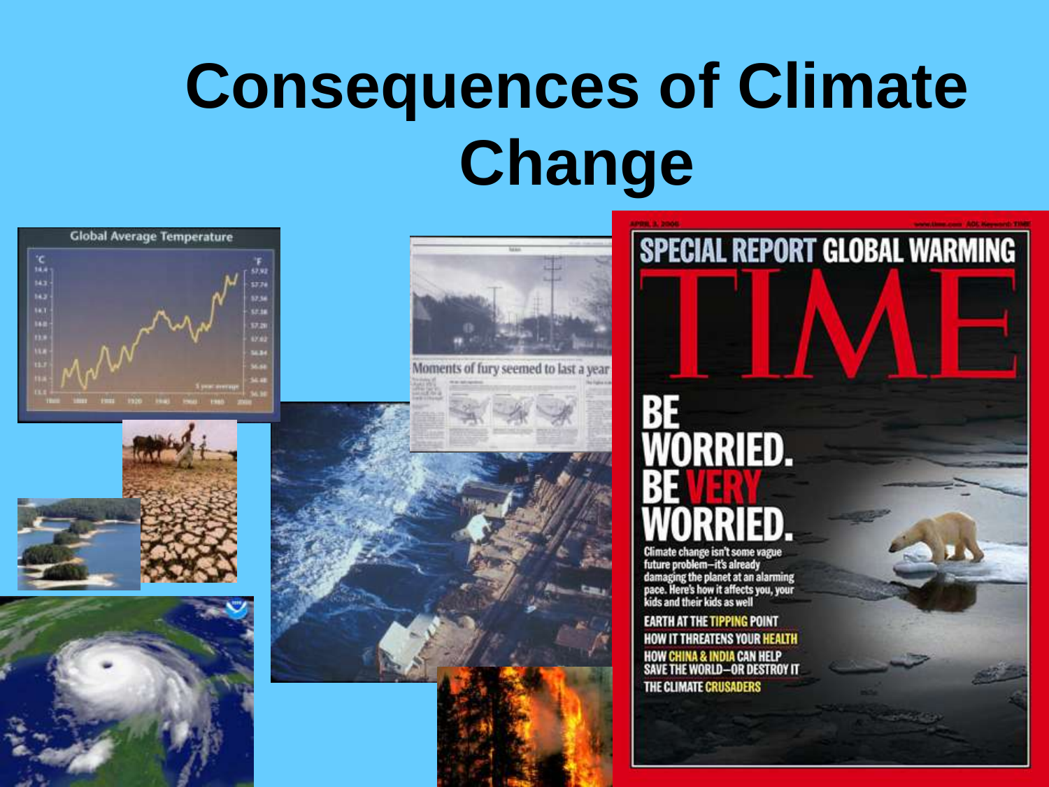# Consequences of Climate Change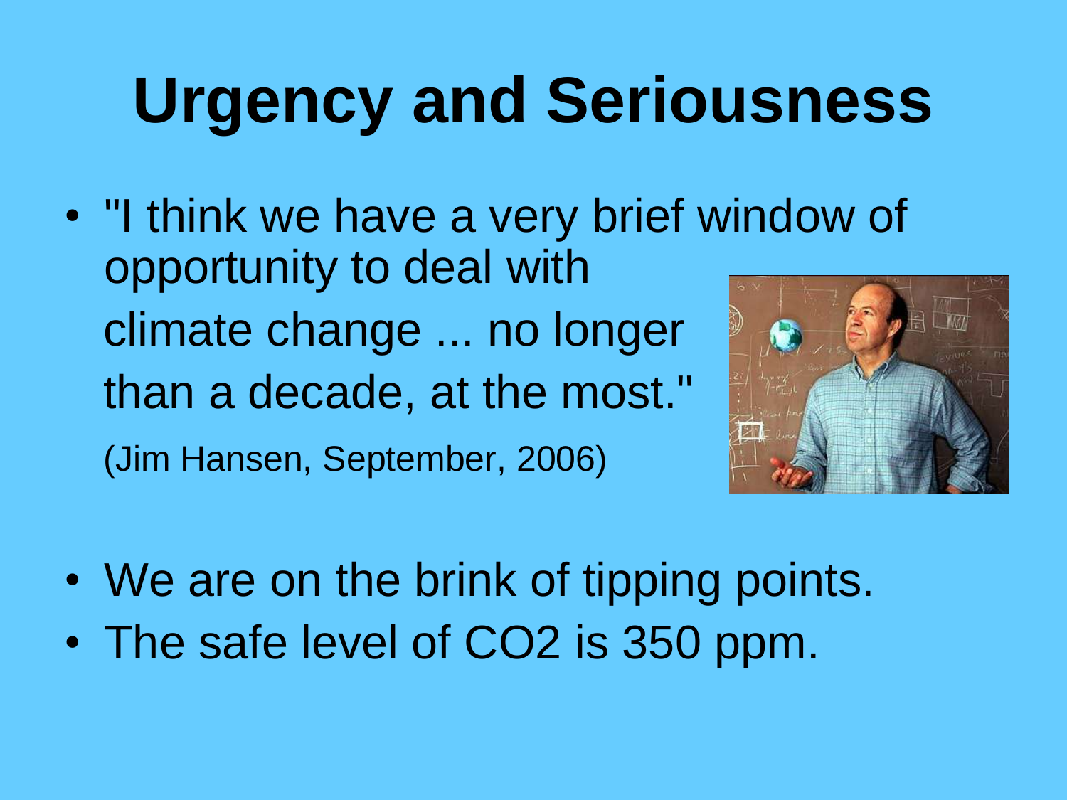# Urgency and Seriousness

- "I think we have a very brief window of opportunity to deal with climate change ... no longer than a decade, at the most."
  (Jim Hansen, September, 2006)

- We are on the brink of tipping points.
- The safe level of $CO_2$ is 350 ppm.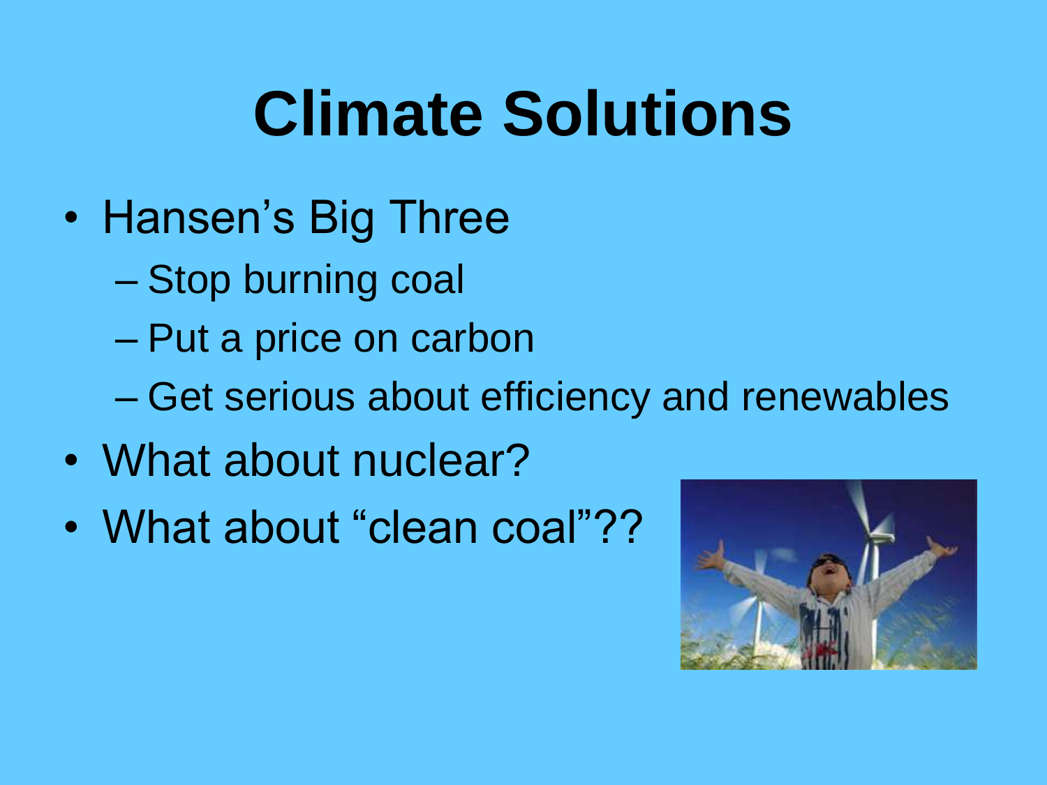# Climate Solutions

- Hansen's Big Three
  - Stop burning coal
  - Put a price on carbon
  - Get serious about efficiency and renewables
- What about nuclear?
- What about "clean coal"??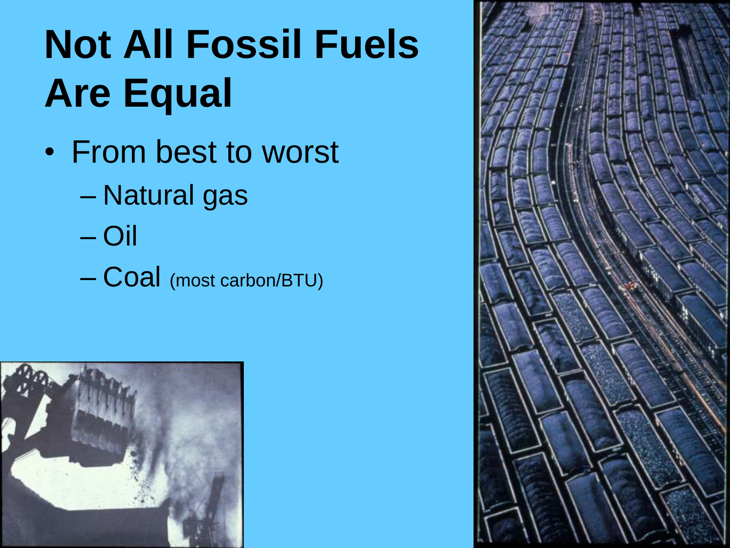# Not All Fossil Fuels Are Equal

- From best to worst
  - Natural gas
  - Oil
  - Coal (most carbon/BTU)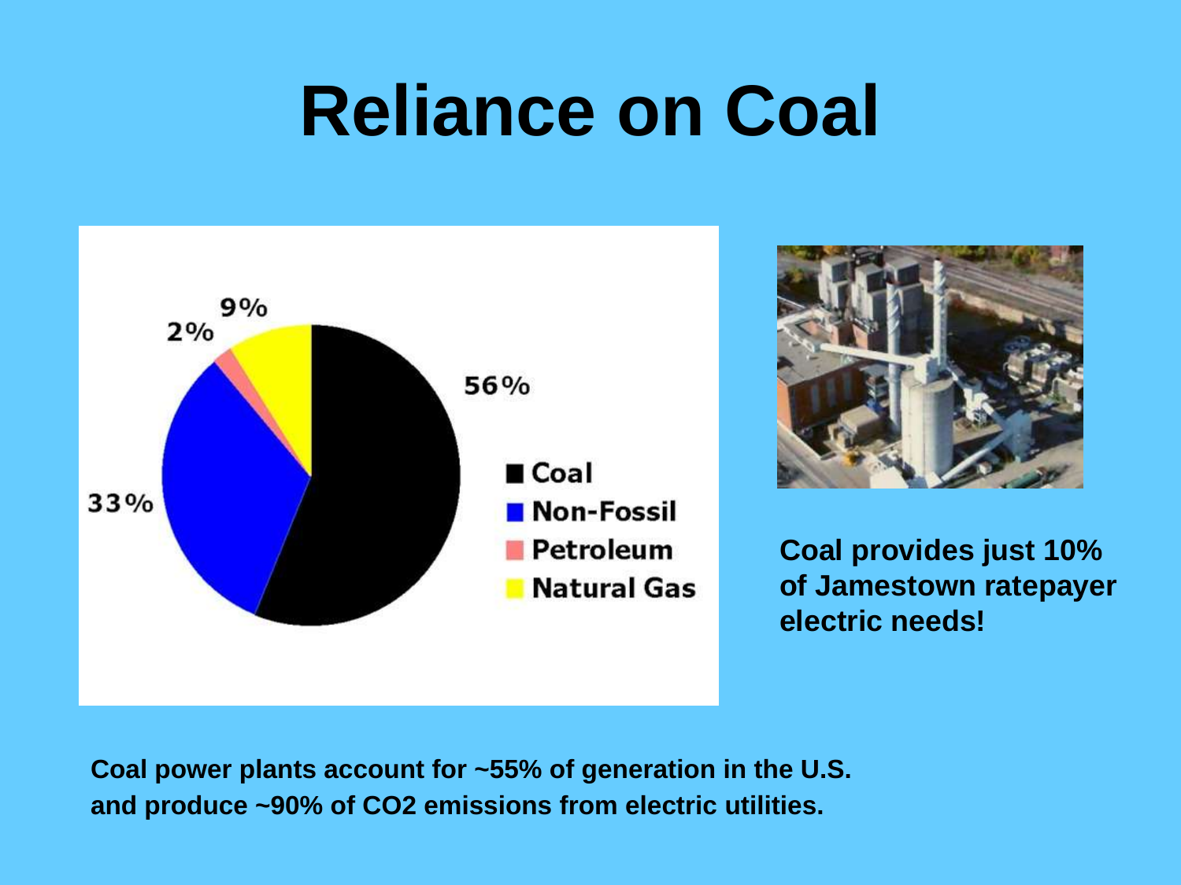# Reliance on Coal

9%
2%
56%
33%

- Coal
- Non-Fossil
- Petroleum
- Natural Gas

**Coal provides just 10% of Jamestown ratepayer electric needs!**

**Coal power plants account for ~55% of generation in the U.S. and produce ~90% of $CO_2$ emissions from electric utilities.**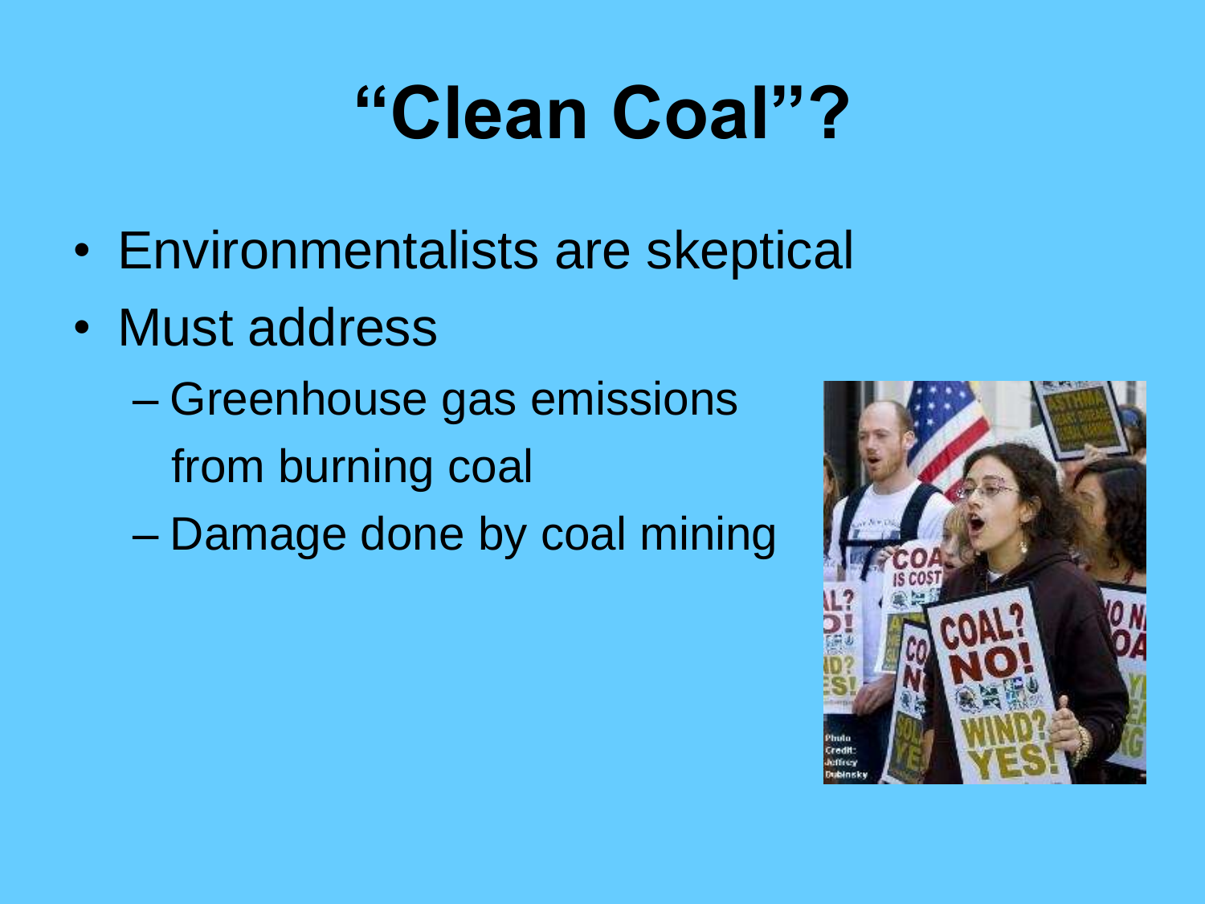# "Clean Coal"?

- Environmentalists are skeptical
- Must address
  - Greenhouse gas emissions from burning coal
  - Damage done by coal mining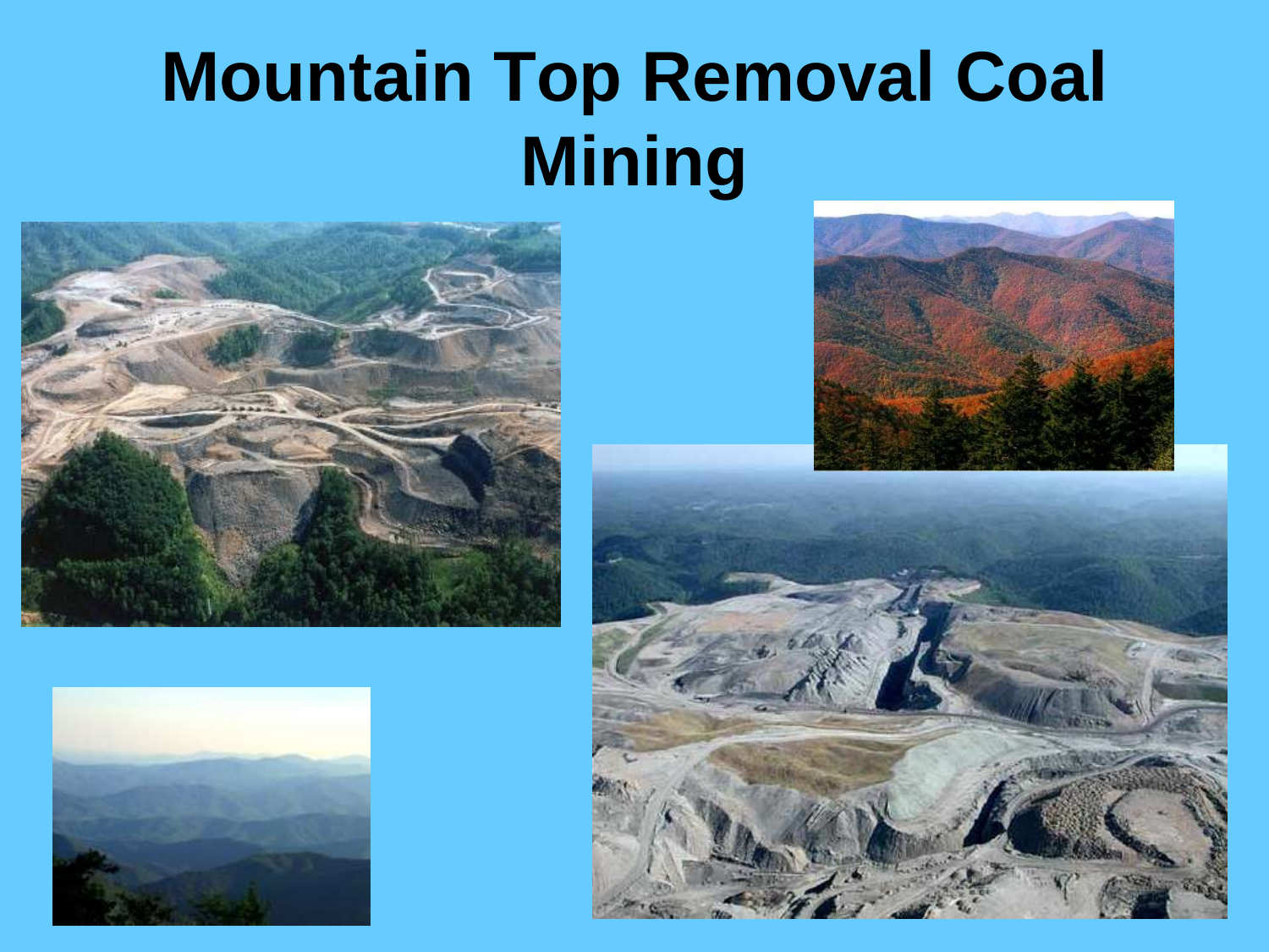# Mountain Top Removal Coal Mining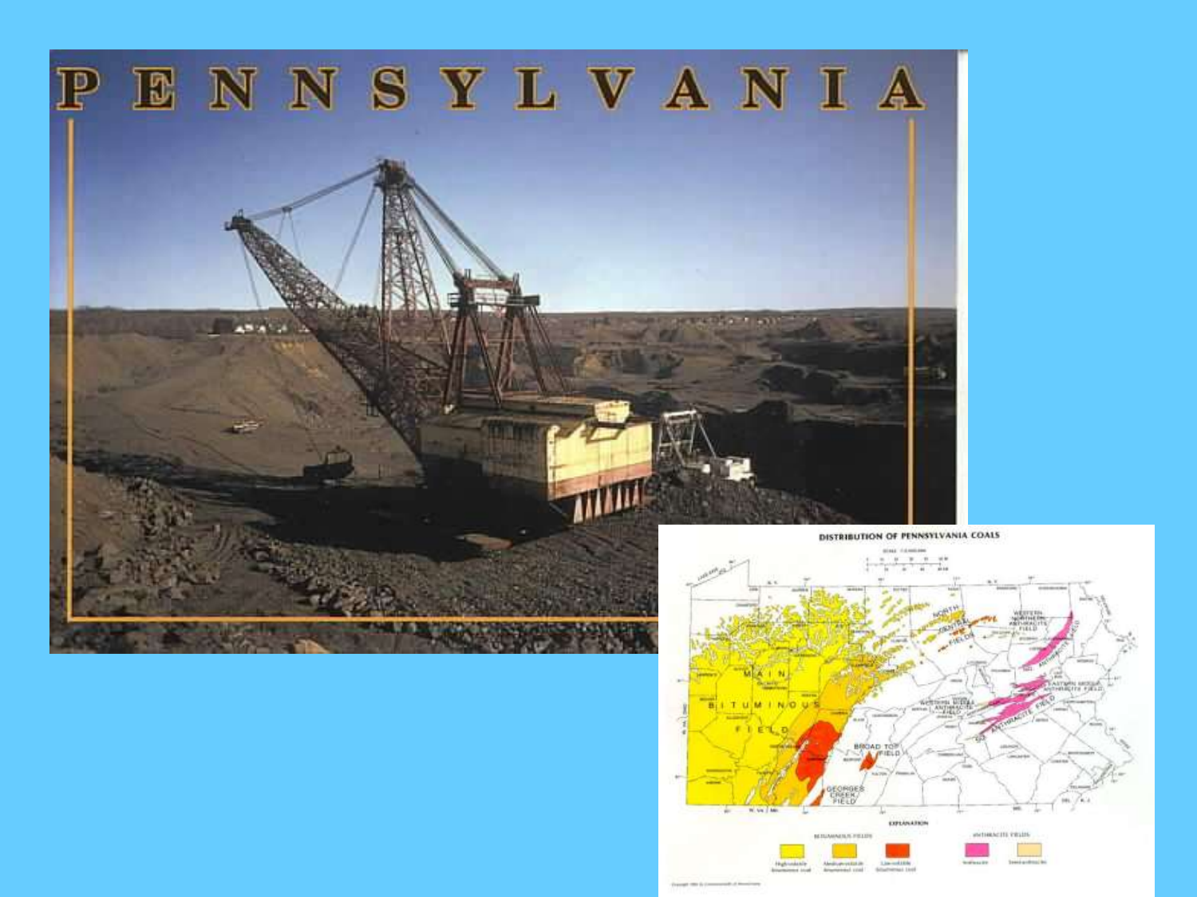PENNSYLVANIA

DISTRIBUTION OF PENNSYLVANIA COALS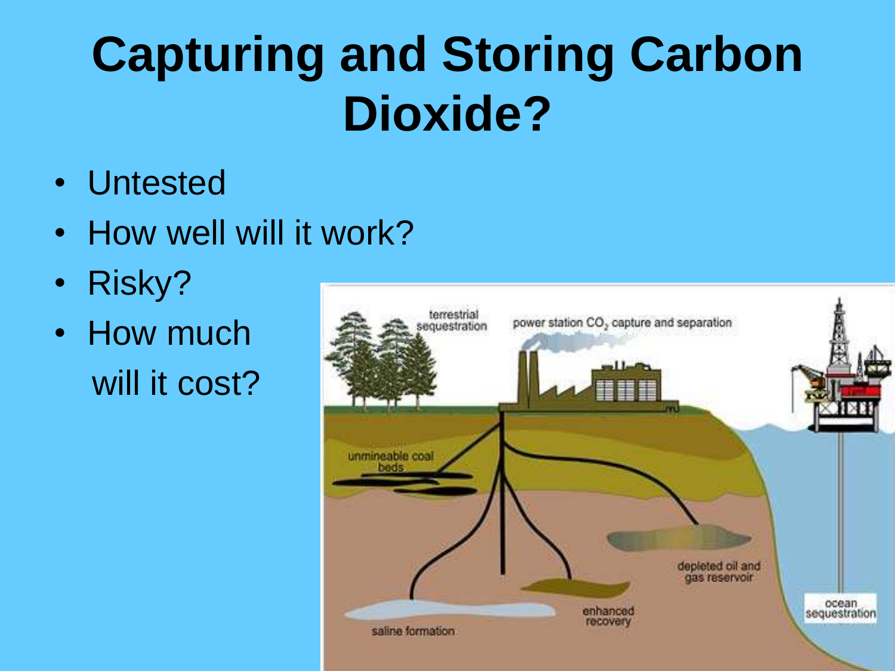# Capturing and Storing Carbon Dioxide?

- Untested
- How well will it work?
- Risky?
- How much will it cost?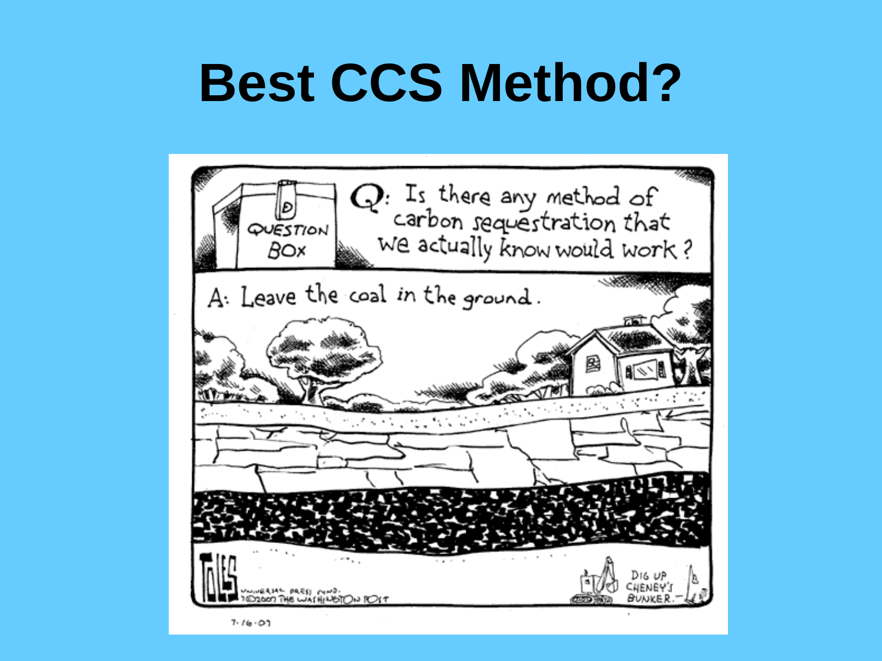# Best CCS Method?

QUESTION BOX

Q: Is there any method of carbon sequestration that we actually know would work?

A: Leave the coal in the ground.

DIG UP CHENEY'S BUNKER.

TOLES

UNIVERSAL PRESS SYND.
7©2007 THE WASHINGTON POST

7·16·07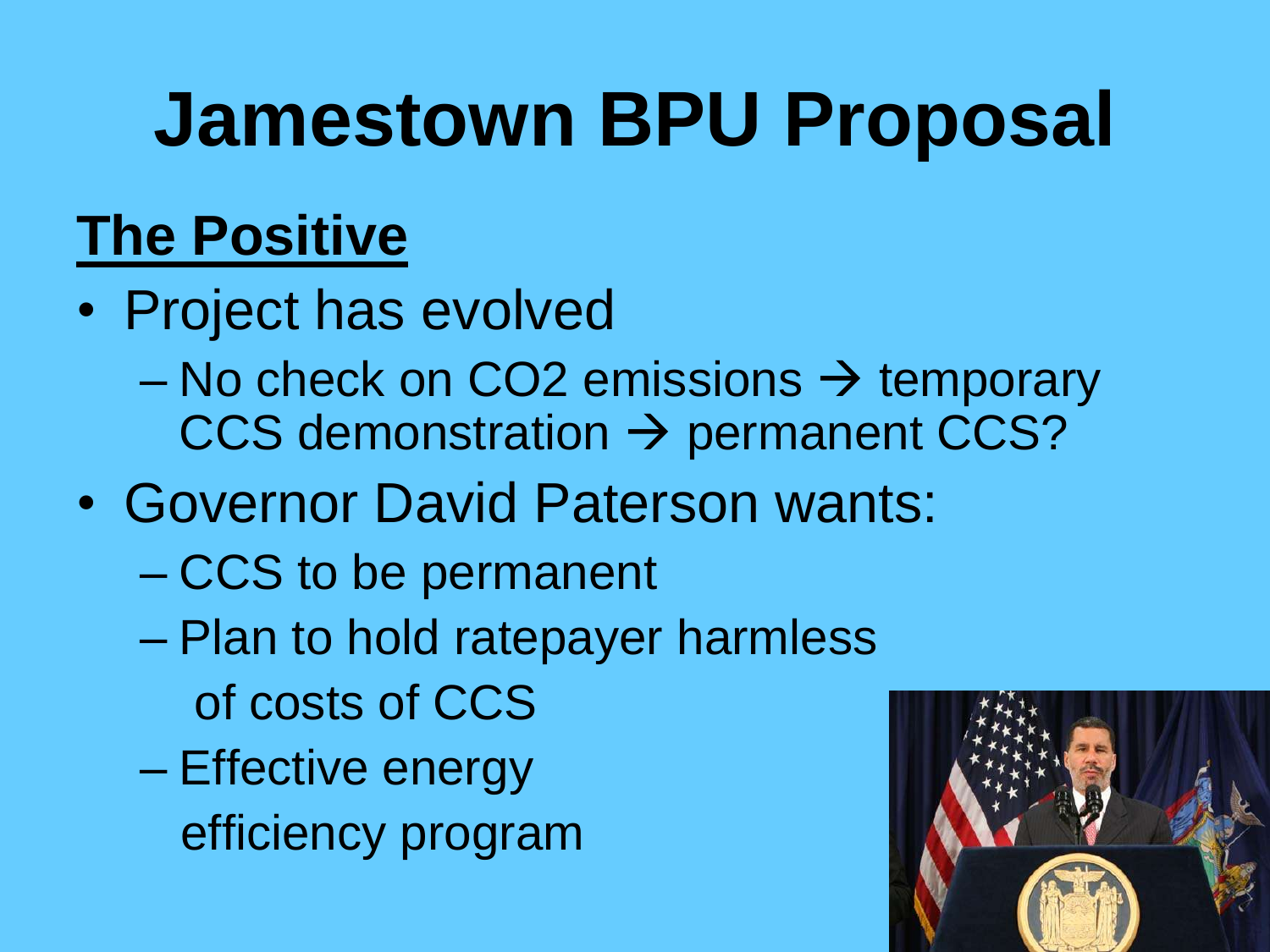# Jamestown BPU Proposal

## The Positive

- Project has evolved
  - No check on $CO_2$ emissions → temporary CCS demonstration → permanent CCS?
- Governor David Paterson wants:
  - CCS to be permanent
  - Plan to hold ratepayer harmless of costs of CCS
  - Effective energy efficiency program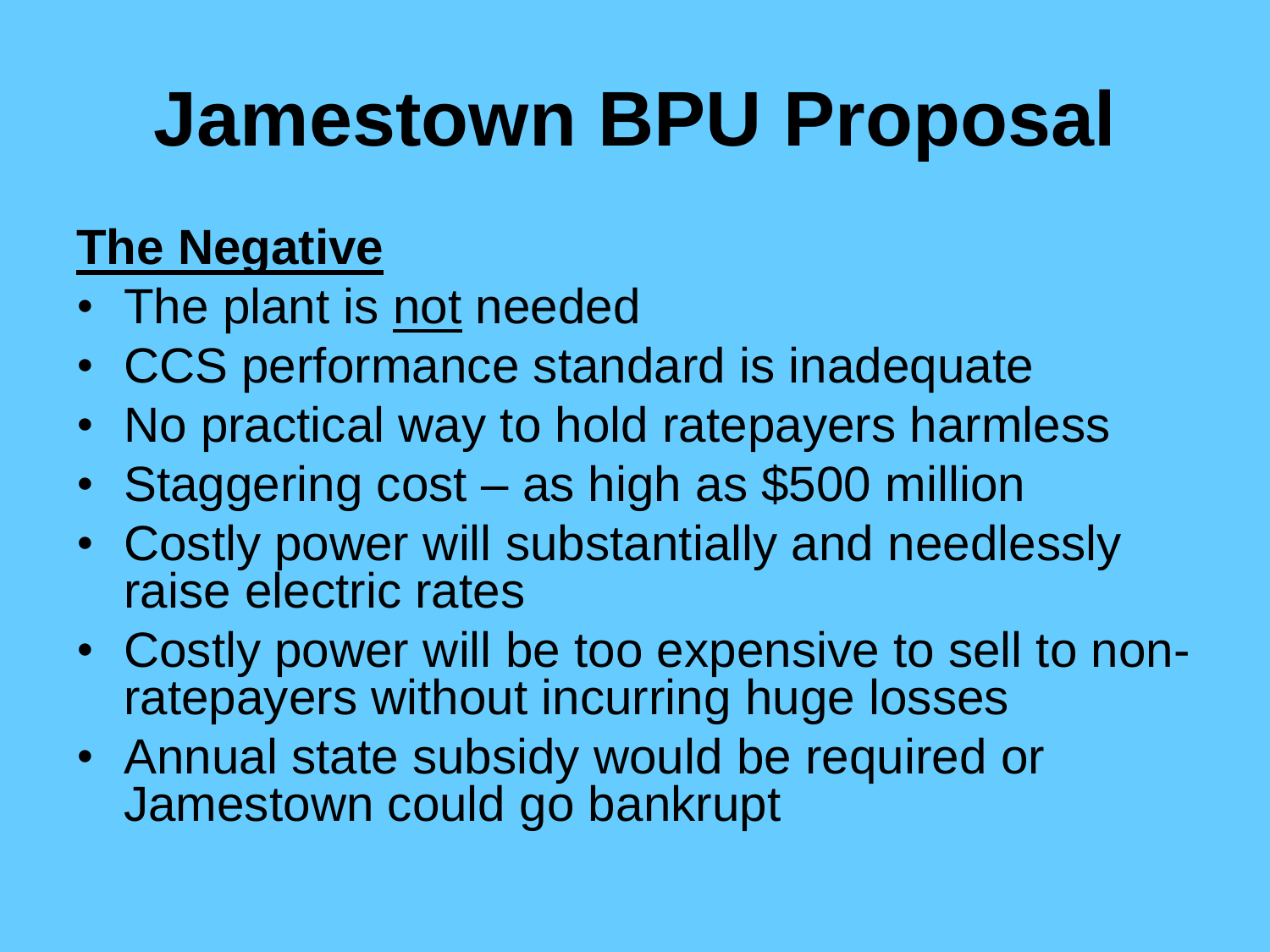# Jamestown BPU Proposal

**The Negative**

- The plant is not needed
- CCS performance standard is inadequate
- No practical way to hold ratepayers harmless
- Staggering cost – as high as $500 million
- Costly power will substantially and needlessly raise electric rates
- Costly power will be too expensive to sell to non-ratepayers without incurring huge losses
- Annual state subsidy would be required or Jamestown could go bankrupt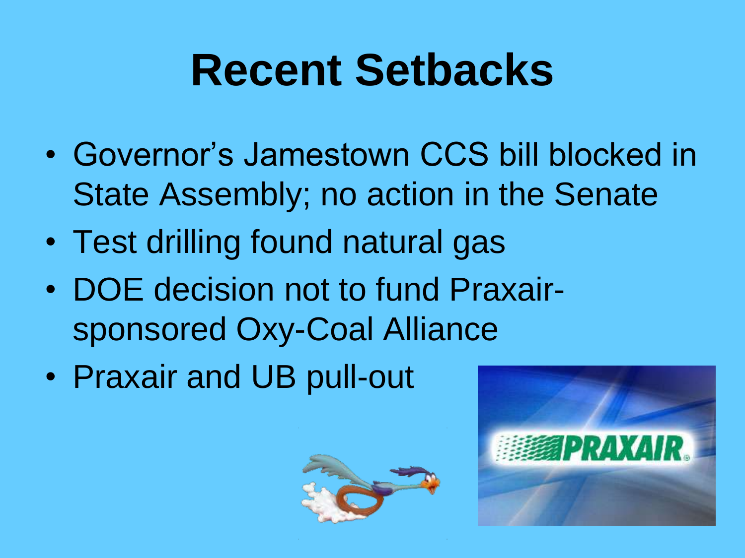# Recent Setbacks

- Governor's Jamestown CCS bill blocked in State Assembly; no action in the Senate
- Test drilling found natural gas
- DOE decision not to fund Praxair-sponsored Oxy-Coal Alliance
- Praxair and UB pull-out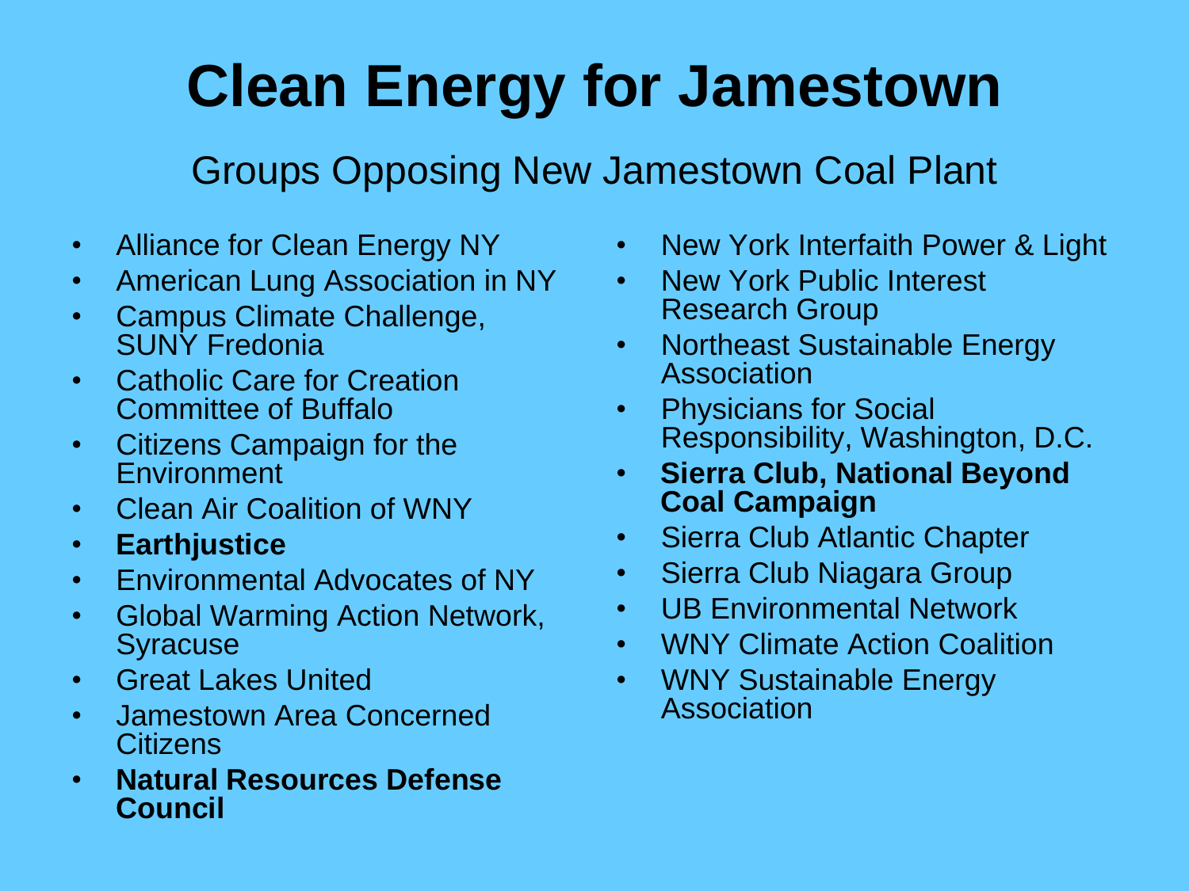# Clean Energy for Jamestown

## Groups Opposing New Jamestown Coal Plant

- Alliance for Clean Energy NY
- American Lung Association in NY
- Campus Climate Challenge, SUNY Fredonia
- Catholic Care for Creation Committee of Buffalo
- Citizens Campaign for the Environment
- Clean Air Coalition of WNY
- **Earthjustice**
- Environmental Advocates of NY
- Global Warming Action Network, Syracuse
- Great Lakes United
- Jamestown Area Concerned Citizens
- **Natural Resources Defense Council**
- New York Interfaith Power & Light
- New York Public Interest Research Group
- Northeast Sustainable Energy Association
- Physicians for Social Responsibility, Washington, D.C.
- **Sierra Club, National Beyond Coal Campaign**
- Sierra Club Atlantic Chapter
- Sierra Club Niagara Group
- UB Environmental Network
- WNY Climate Action Coalition
- WNY Sustainable Energy Association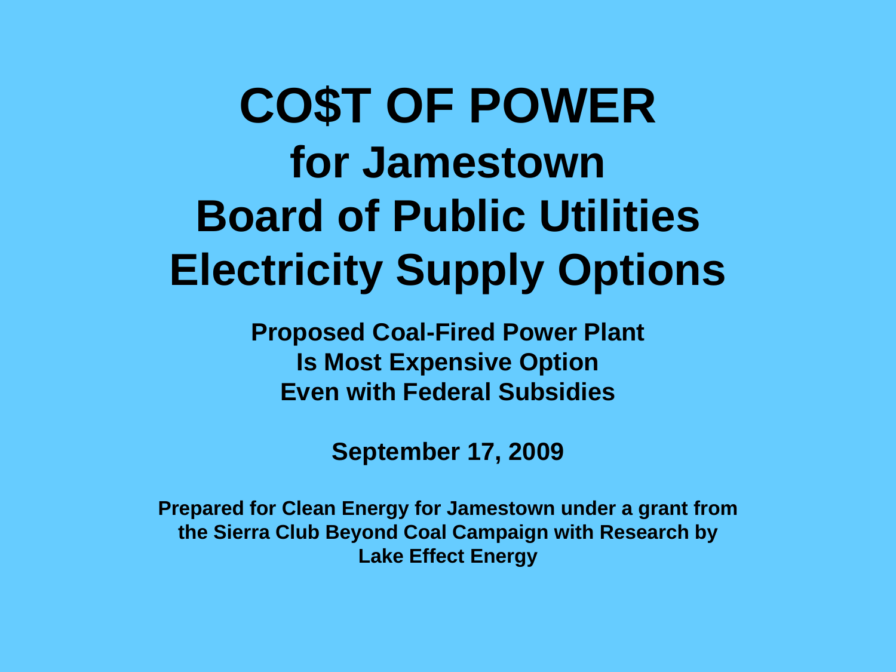# CO$T OF POWER for Jamestown Board of Public Utilities Electricity Supply Options

**Proposed Coal-Fired Power Plant Is Most Expensive Option Even with Federal Subsidies**

**September 17, 2009**

**Prepared for Clean Energy for Jamestown under a grant from the Sierra Club Beyond Coal Campaign with Research by Lake Effect Energy**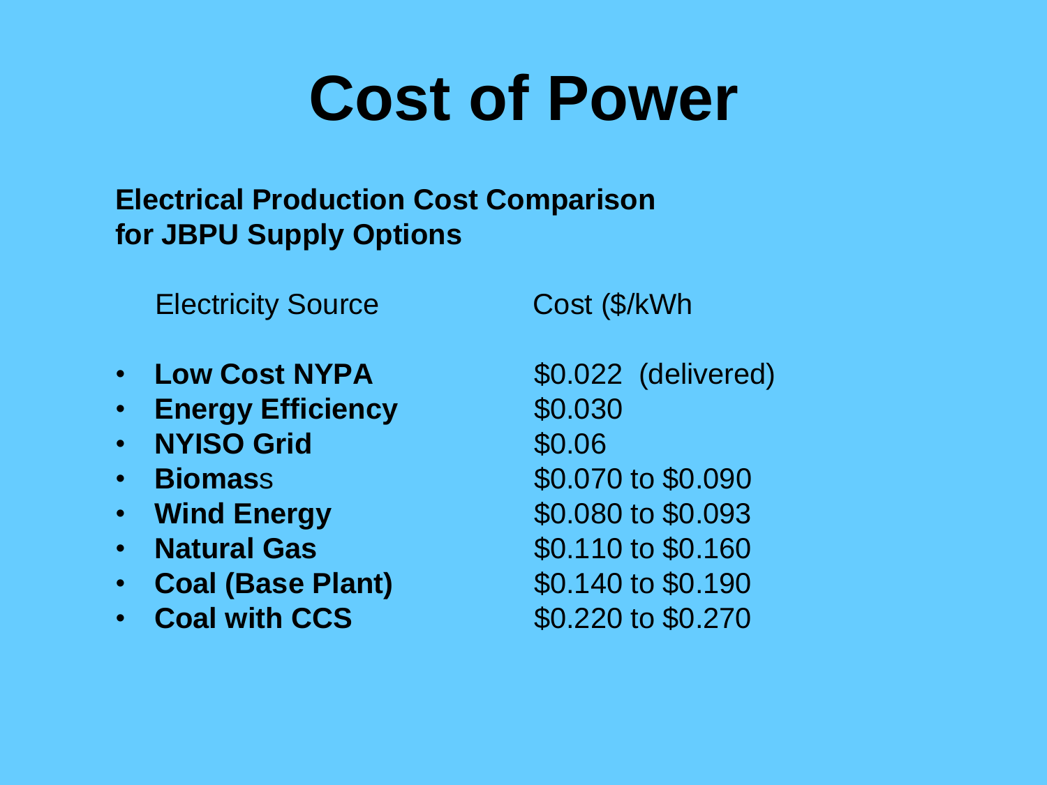# Cost of Power

**Electrical Production Cost Comparison for JBPU Supply Options**

| Electricity Source | Cost ($/kWh |
|---|---|
| **Low Cost NYPA** | $0.022 (delivered) |
| **Energy Efficiency** | $0.030 |
| **NYISO Grid** | $0.06 |
| **Biomas**s | $0.070 to $0.090 |
| **Wind Energy** | $0.080 to $0.093 |
| **Natural Gas** | $0.110 to $0.160 |
| **Coal (Base Plant)** | $0.140 to $0.190 |
| **Coal with CCS** | $0.220 to $0.270 |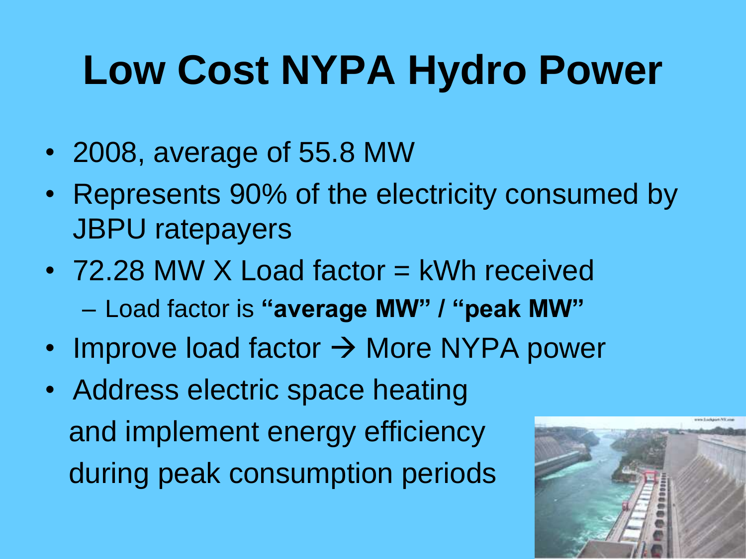# Low Cost NYPA Hydro Power

- 2008, average of 55.8 MW
- Represents 90% of the electricity consumed by JBPU ratepayers
- 72.28 MW X Load factor = kWh received
  - Load factor is **"average MW" / "peak MW"**
- Improve load factor → More NYPA power
- Address electric space heating and implement energy efficiency during peak consumption periods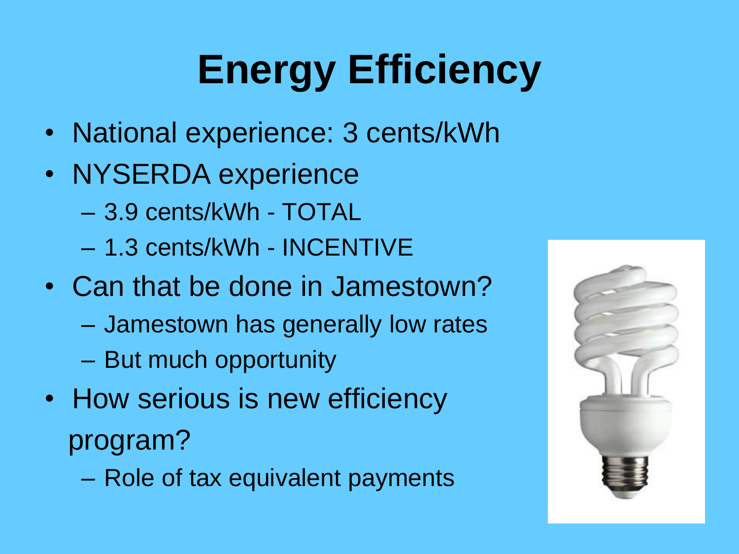# Energy Efficiency

- National experience: 3 cents/kWh
- NYSERDA experience
  - 3.9 cents/kWh - TOTAL
  - 1.3 cents/kWh - INCENTIVE
- Can that be done in Jamestown?
  - Jamestown has generally low rates
  - But much opportunity
- How serious is new efficiency program?
  - Role of tax equivalent payments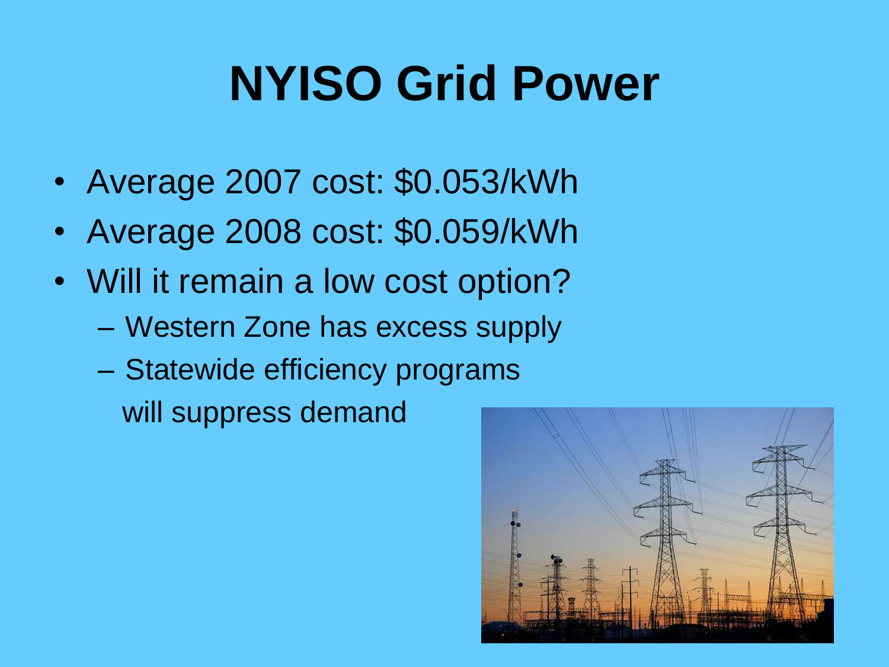# NYISO Grid Power

- Average 2007 cost: $0.053/kWh
- Average 2008 cost: $0.059/kWh
- Will it remain a low cost option?
  - Western Zone has excess supply
  - Statewide efficiency programs will suppress demand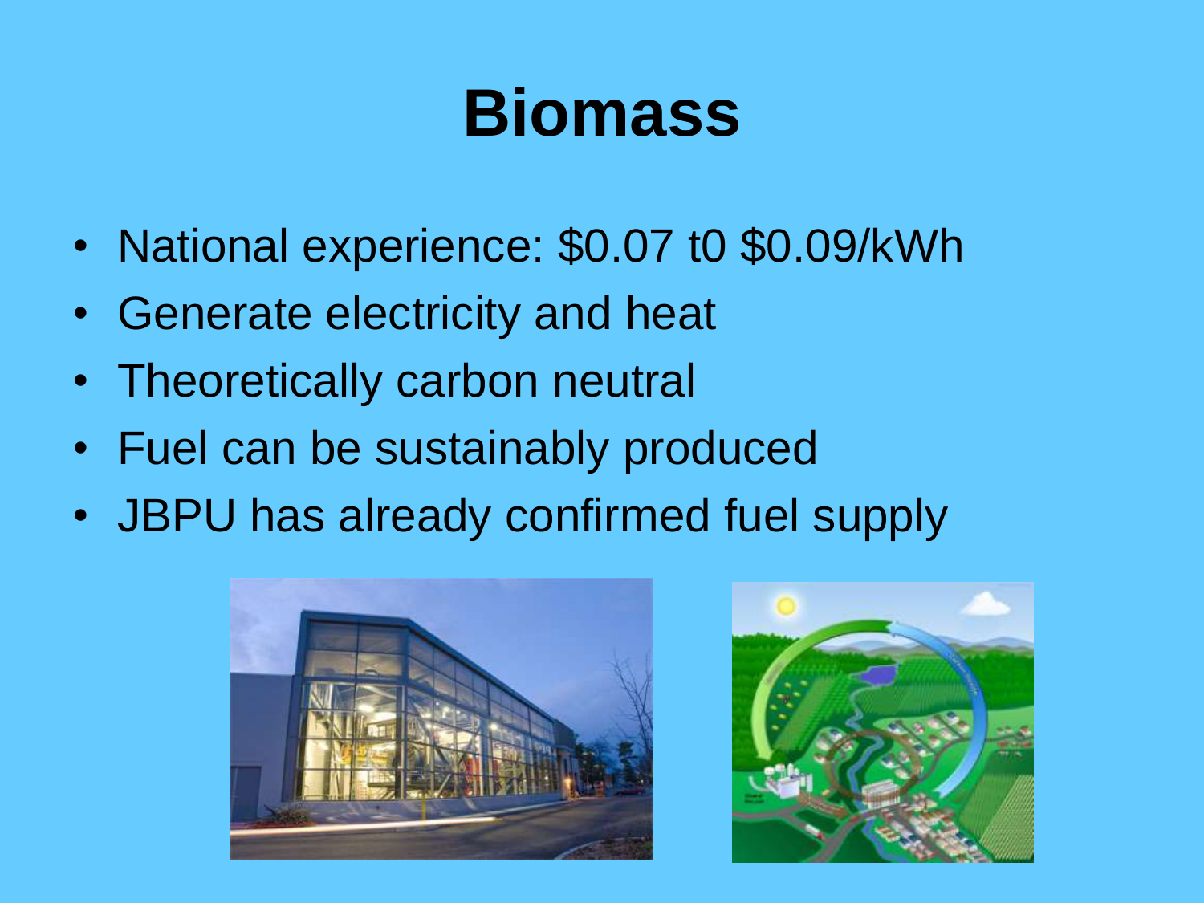# Biomass

- National experience: $0.07 t0 $0.09/kWh
- Generate electricity and heat
- Theoretically carbon neutral
- Fuel can be sustainably produced
- JBPU has already confirmed fuel supply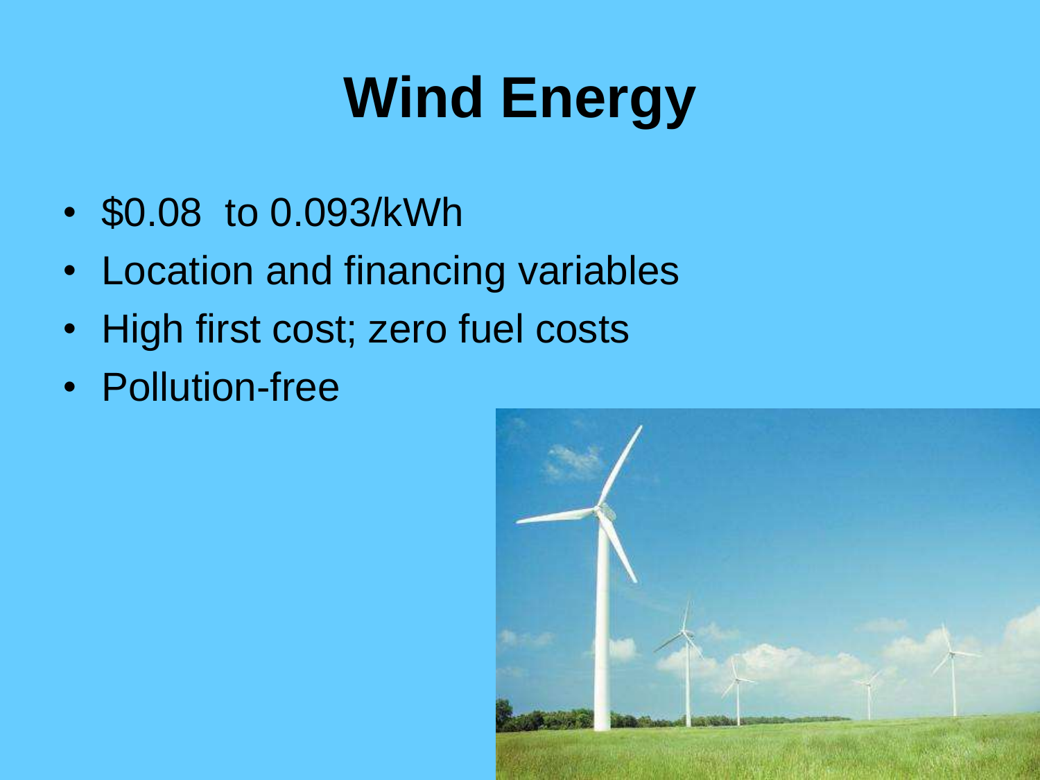# Wind Energy

- $0.08  to 0.093/kWh
- Location and financing variables
- High first cost; zero fuel costs
- Pollution-free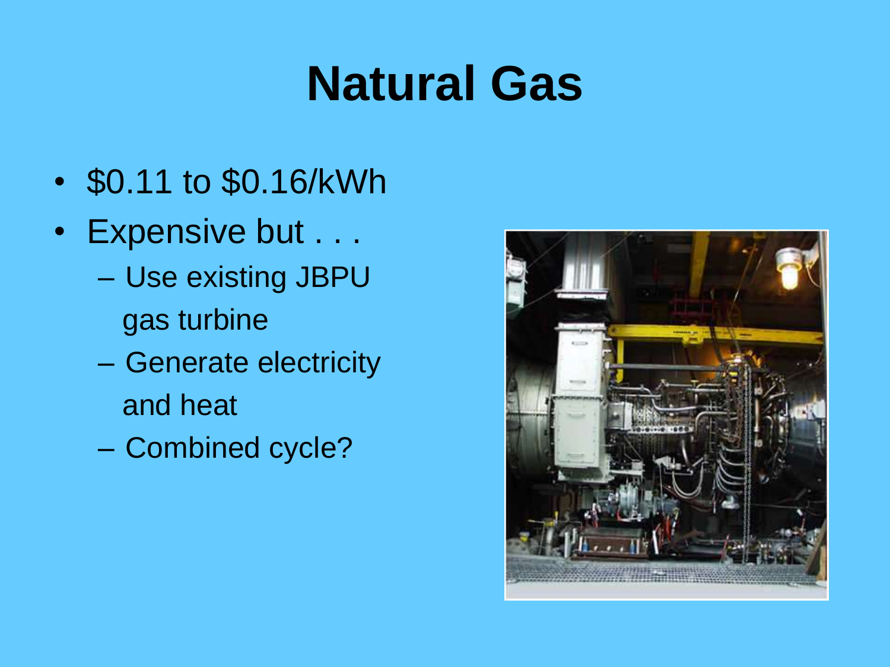# Natural Gas

- $0.11 to $0.16/kWh
- Expensive but . . .
  - Use existing JBPU gas turbine
  - Generate electricity and heat
  - Combined cycle?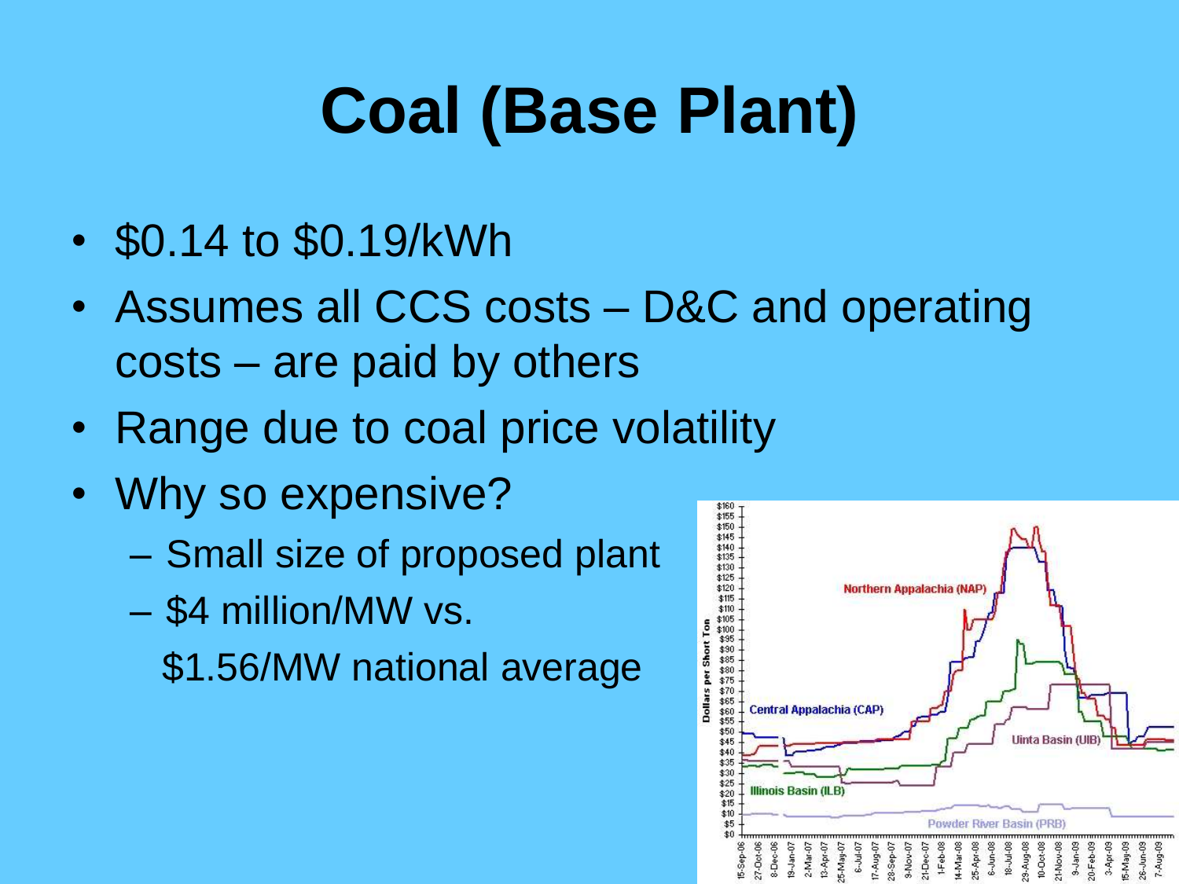# Coal (Base Plant)

- $0.14 to $0.19/kWh
- Assumes all CCS costs – D&C and operating costs – are paid by others
- Range due to coal price volatility
- Why so expensive?
  - Small size of proposed plant
  - $4 million/MW vs. $1.56/MW national average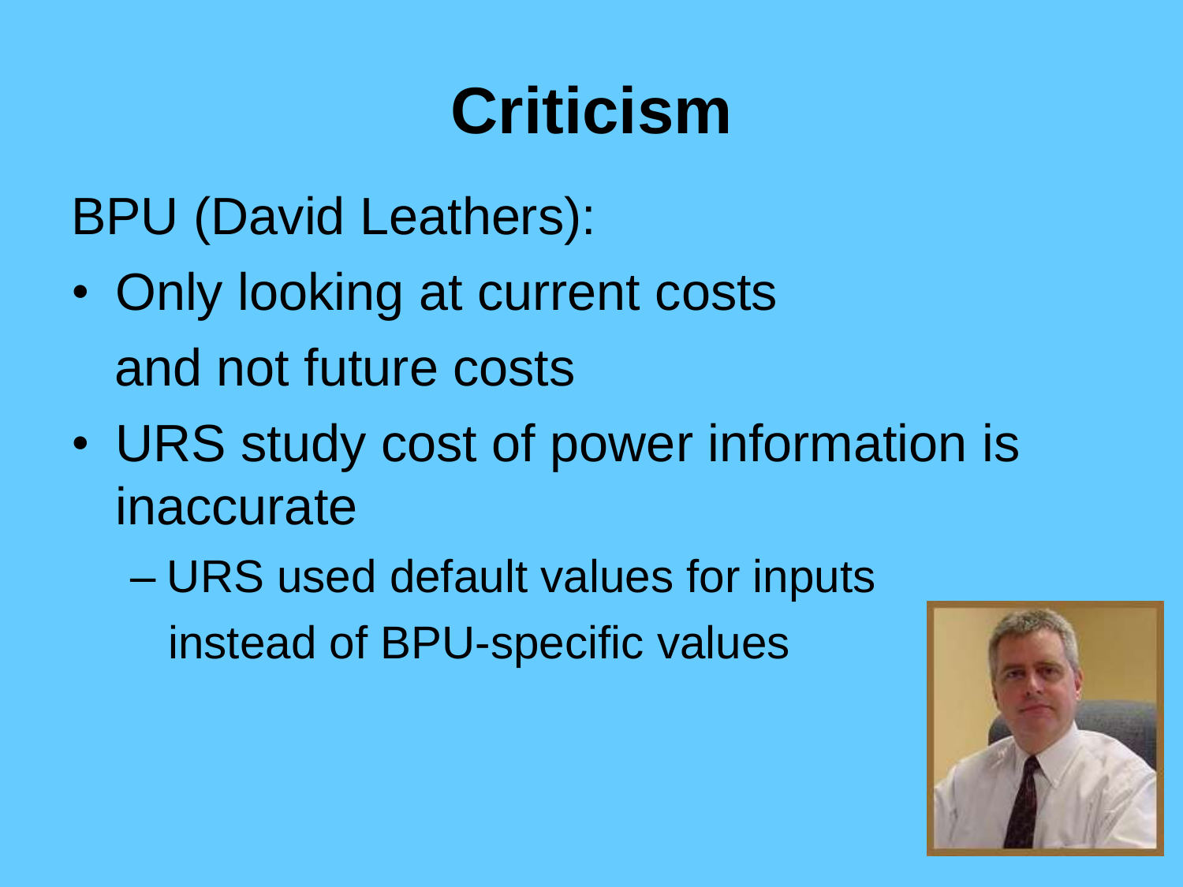# Criticism

BPU (David Leathers):

- Only looking at current costs and not future costs
- URS study cost of power information is inaccurate
  - URS used default values for inputs instead of BPU-specific values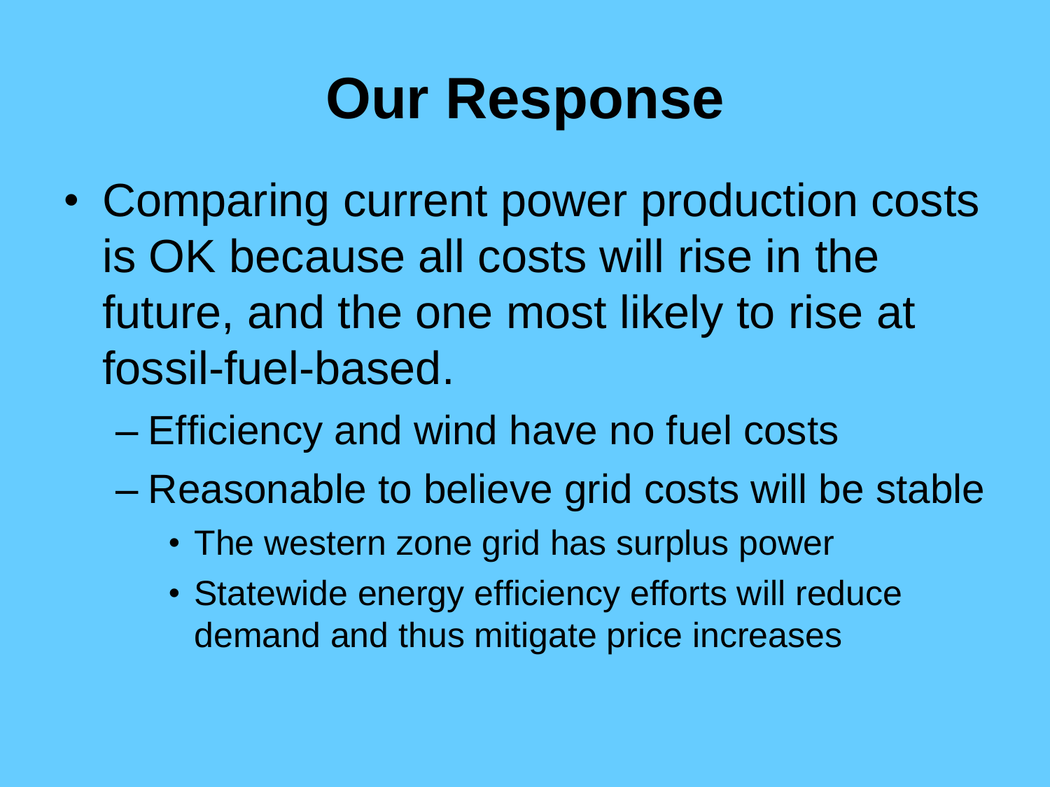# Our Response

- Comparing current power production costs is OK because all costs will rise in the future, and the one most likely to rise at fossil-fuel-based.
  - Efficiency and wind have no fuel costs
  - Reasonable to believe grid costs will be stable
    - The western zone grid has surplus power
    - Statewide energy efficiency efforts will reduce demand and thus mitigate price increases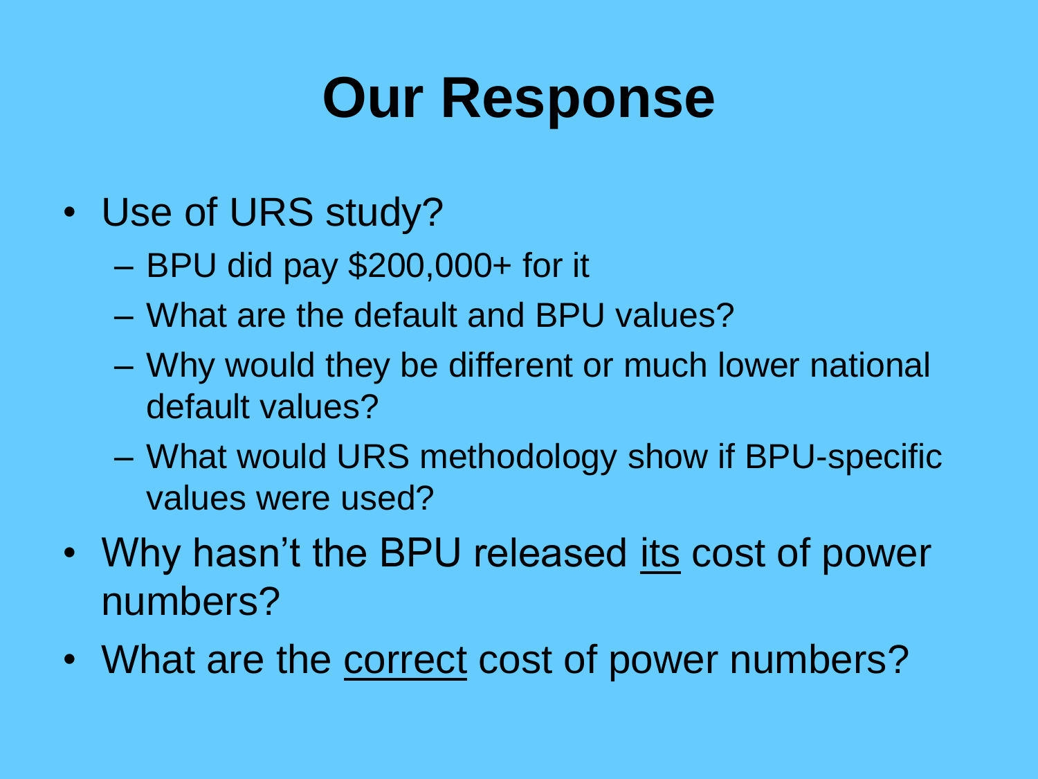# Our Response

- Use of URS study?
  - BPU did pay $200,000+ for it
  - What are the default and BPU values?
  - Why would they be different or much lower national default values?
  - What would URS methodology show if BPU-specific values were used?
- Why hasn't the BPU released <u>its</u> cost of power numbers?
- What are the <u>correct</u> cost of power numbers?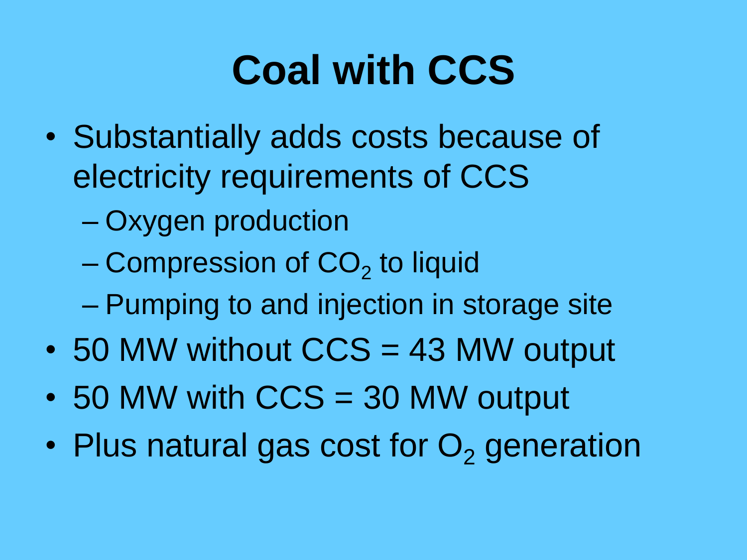# Coal with CCS

- Substantially adds costs because of electricity requirements of CCS
  - Oxygen production
  - Compression of $CO_2$ to liquid
  - Pumping to and injection in storage site
- 50 MW without CCS = 43 MW output
- 50 MW with CCS = 30 MW output
- Plus natural gas cost for $O_2$ generation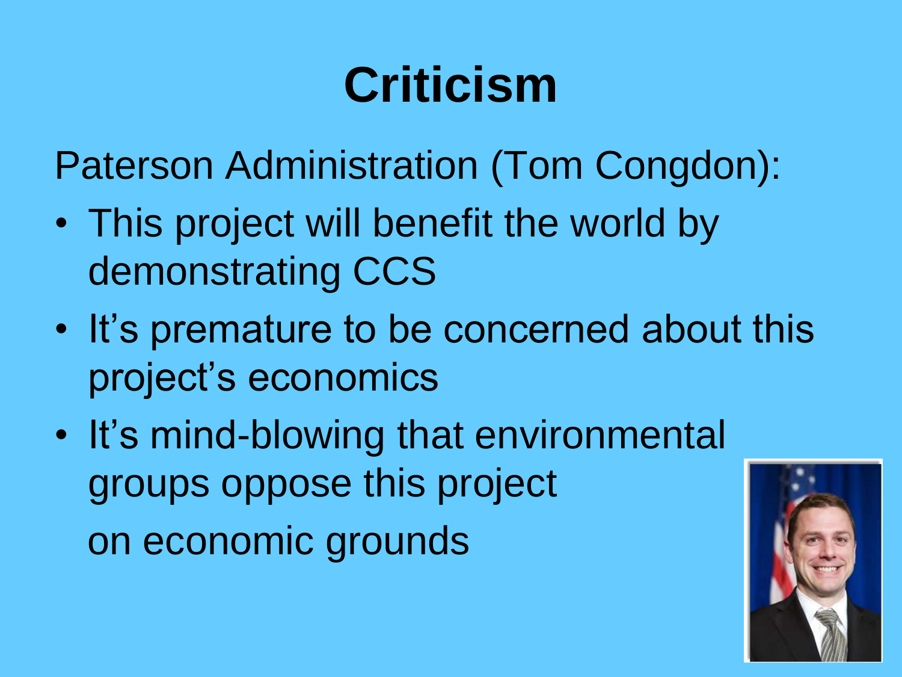# Criticism

Paterson Administration (Tom Congdon):

- This project will benefit the world by demonstrating CCS
- It's premature to be concerned about this project's economics
- It's mind-blowing that environmental groups oppose this project on economic grounds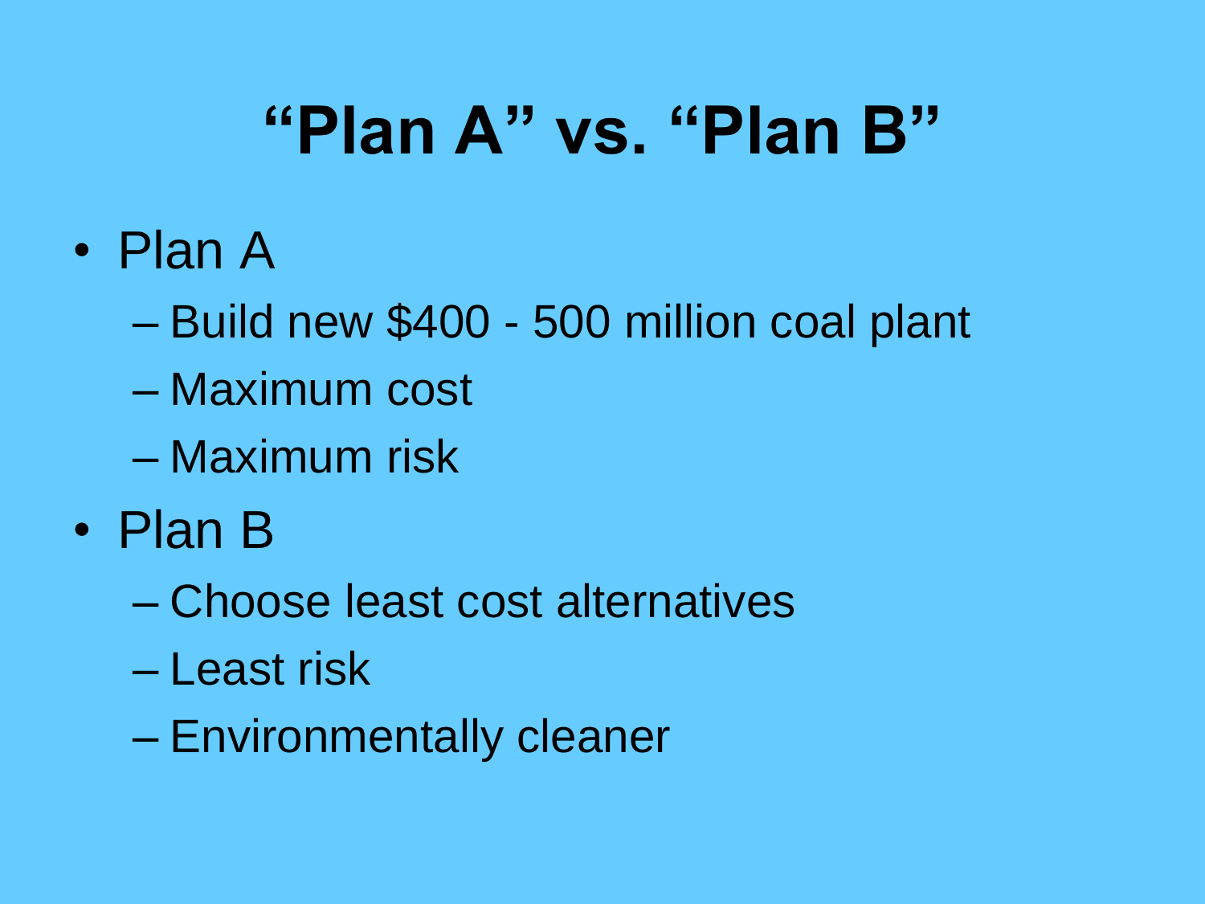# "Plan A" vs. "Plan B"

- Plan A
  - Build new $400 - 500 million coal plant
  - Maximum cost
  - Maximum risk
- Plan B
  - Choose least cost alternatives
  - Least risk
  - Environmentally cleaner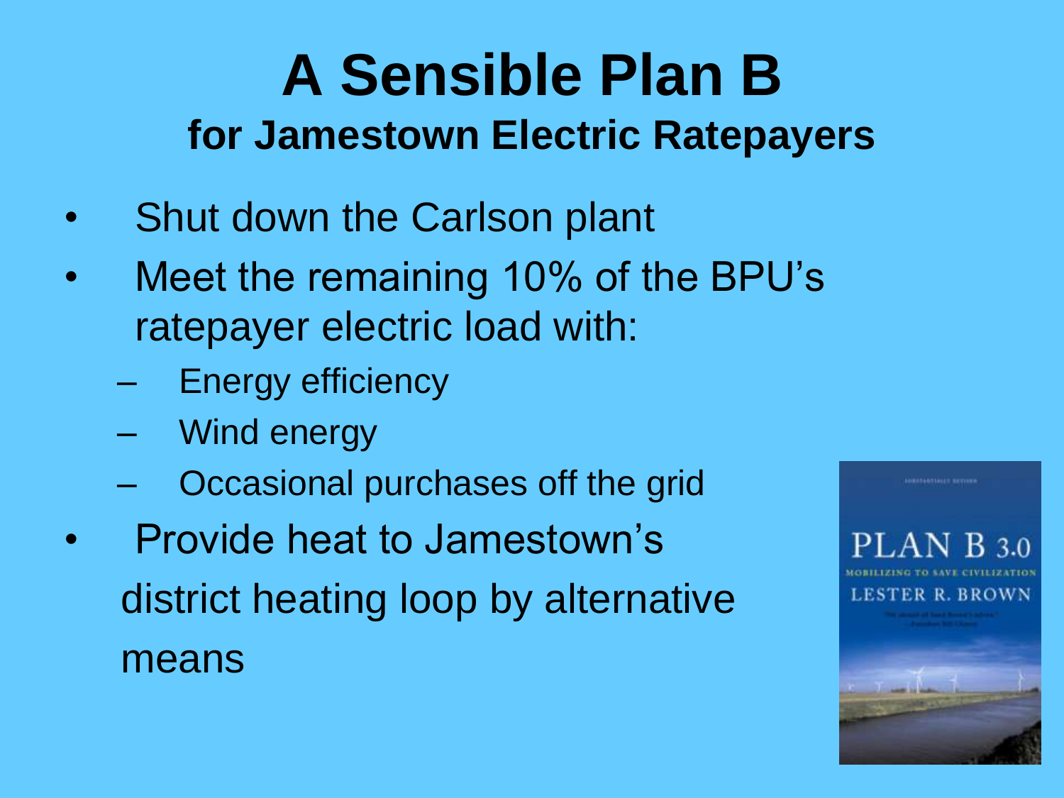# A Sensible Plan B

## for Jamestown Electric Ratepayers

- Shut down the Carlson plant
- Meet the remaining 10% of the BPU's ratepayer electric load with:
  - Energy efficiency
  - Wind energy
  - Occasional purchases off the grid
- Provide heat to Jamestown's district heating loop by alternative means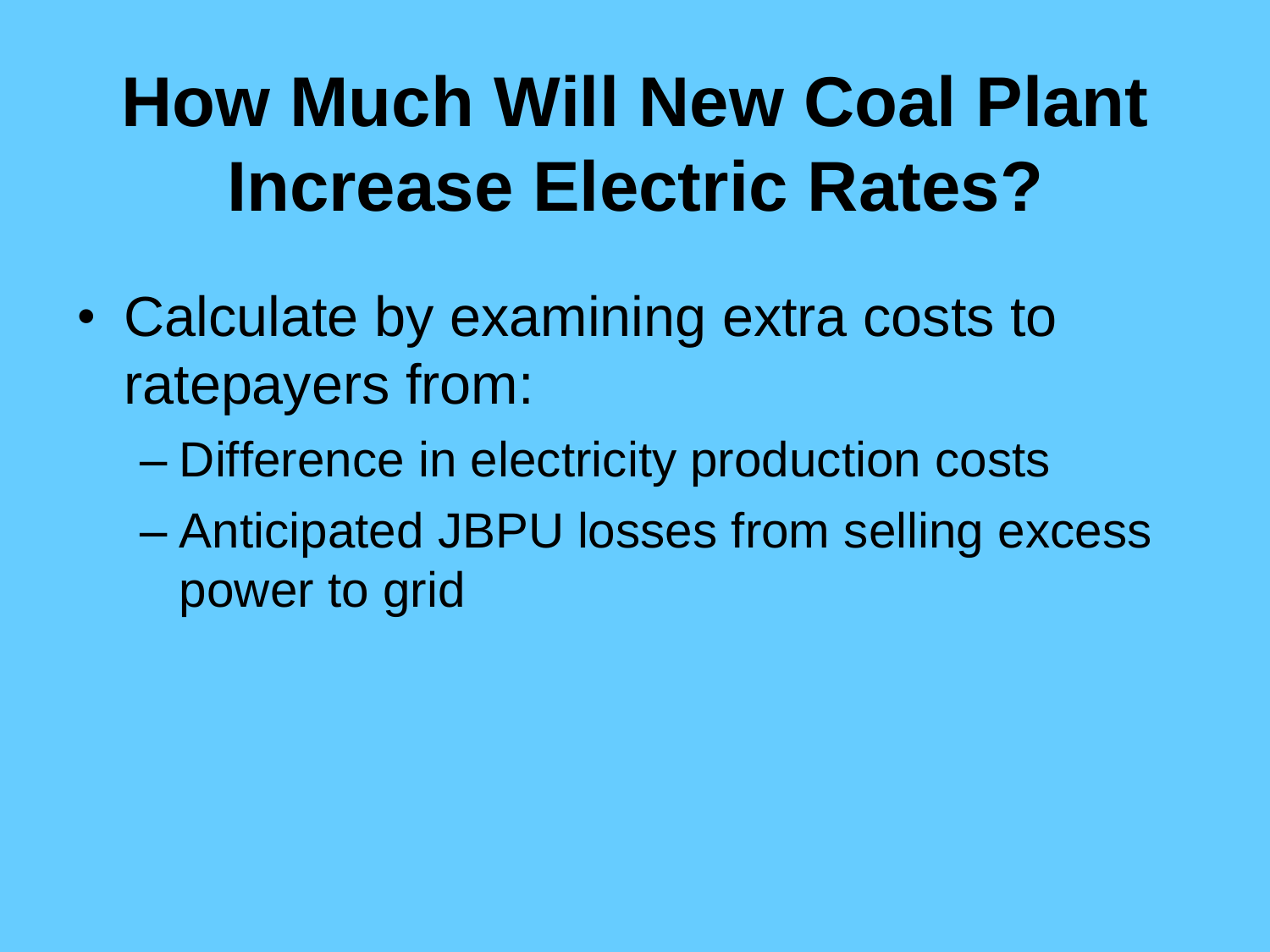# How Much Will New Coal Plant Increase Electric Rates?

- Calculate by examining extra costs to ratepayers from:
  - Difference in electricity production costs
  - Anticipated JBPU losses from selling excess power to grid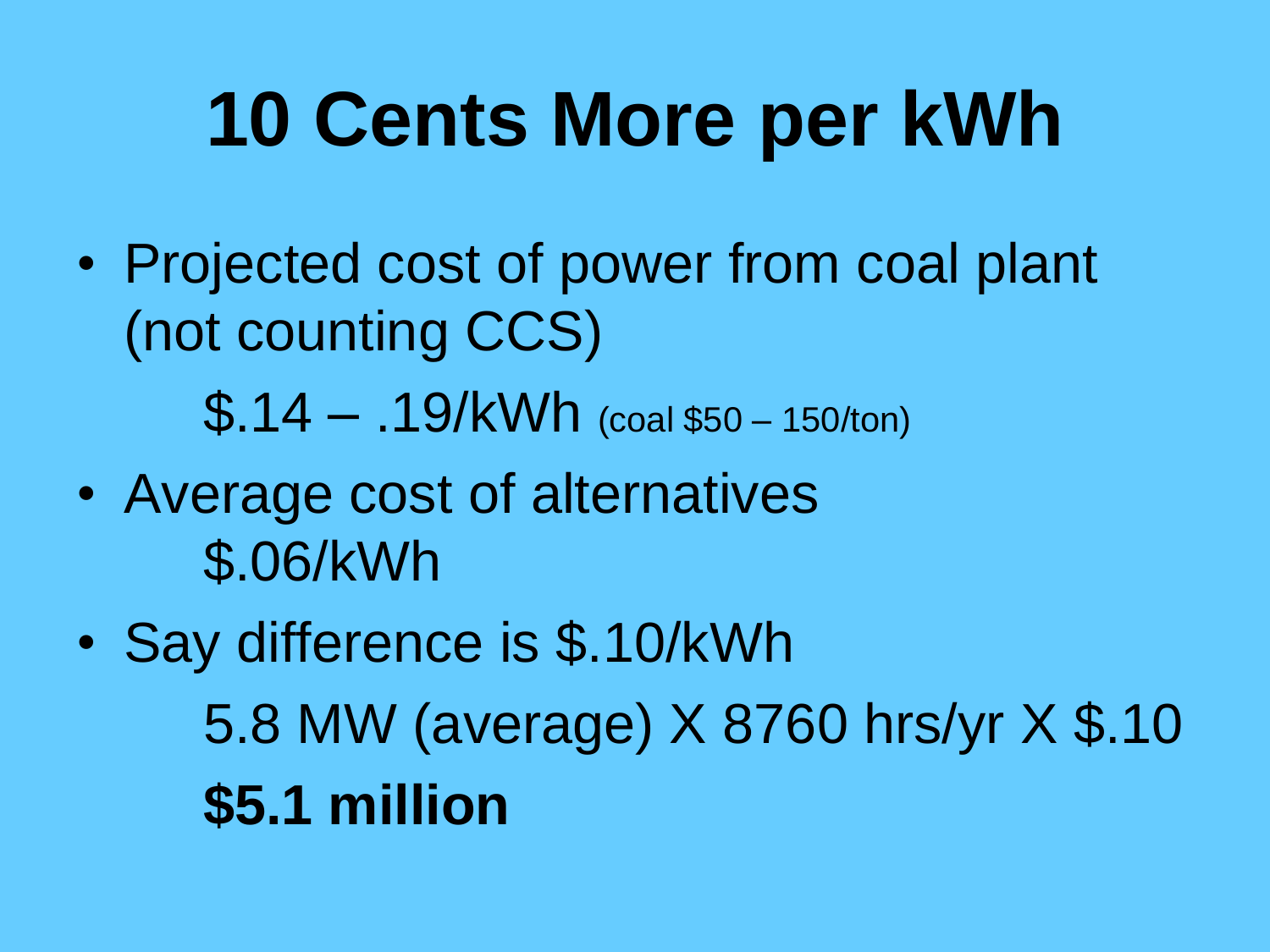# 10 Cents More per kWh

- Projected cost of power from coal plant (not counting CCS)

  $.14 – .19/kWh (coal $50 – 150/ton)

- Average cost of alternatives

  $.06/kWh

- Say difference is $.10/kWh

  5.8 MW (average) X 8760 hrs/yr X $.10

  **$5.1 million**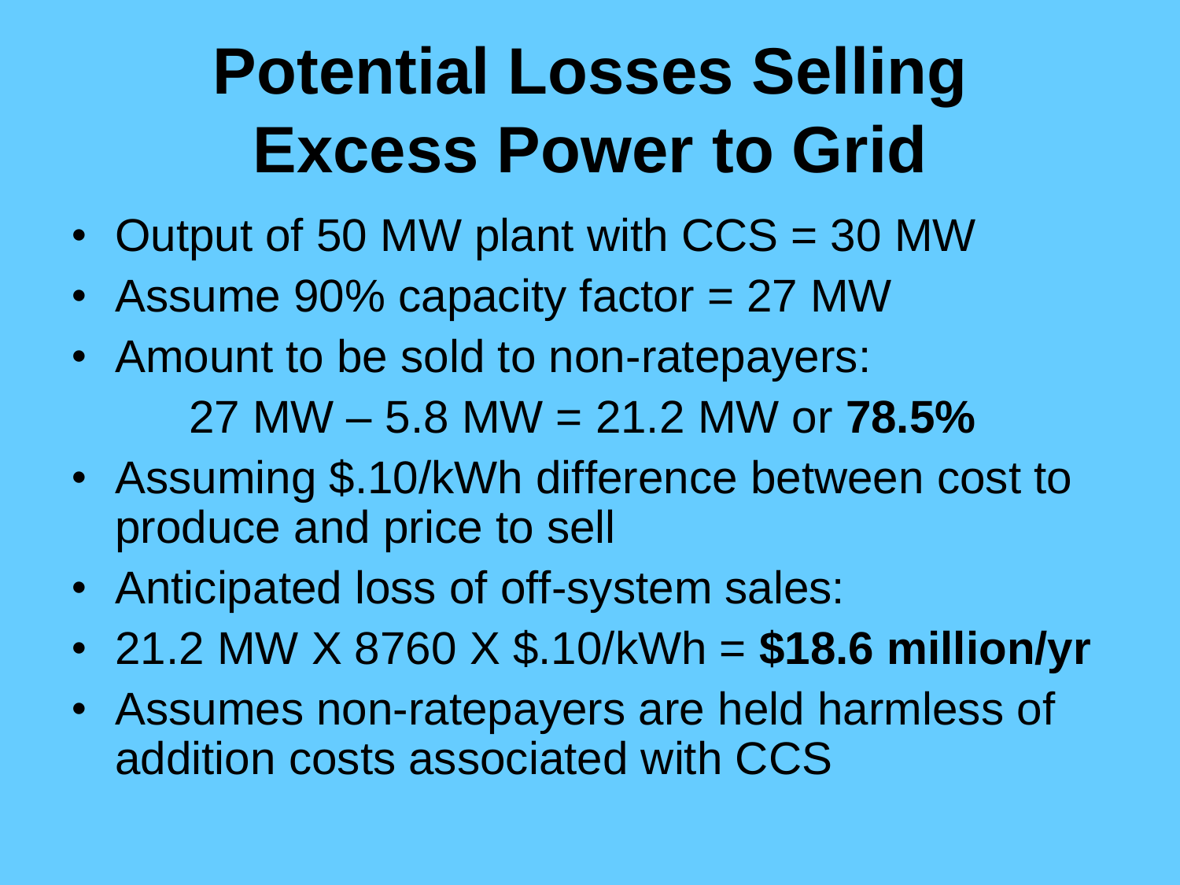# Potential Losses Selling Excess Power to Grid

- Output of 50 MW plant with CCS = 30 MW
- Assume 90% capacity factor = 27 MW
- Amount to be sold to non-ratepayers:

  27 MW – 5.8 MW = 21.2 MW or **78.5%**
- Assuming $.10/kWh difference between cost to produce and price to sell
- Anticipated loss of off-system sales:
- 21.2 MW X 8760 X $.10/kWh = **$18.6 million/yr**
- Assumes non-ratepayers are held harmless of addition costs associated with CCS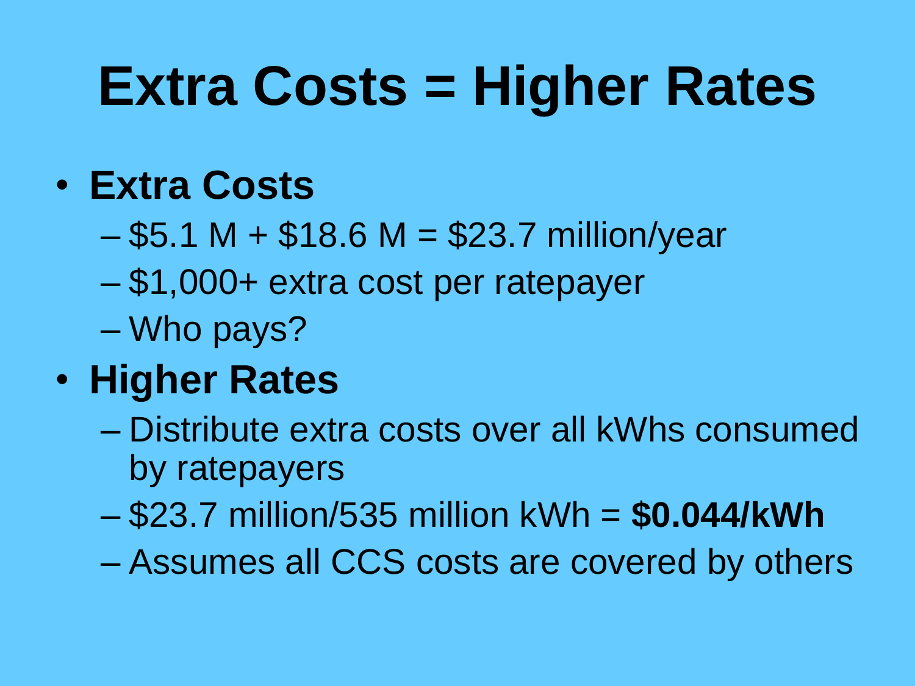# Extra Costs = Higher Rates

- **Extra Costs**
  - $5.1 M + $18.6 M = $23.7 million/year
  - $1,000+ extra cost per ratepayer
  - Who pays?
- **Higher Rates**
  - Distribute extra costs over all kWhs consumed by ratepayers
  - $23.7 million/535 million kWh = **$0.044/kWh**
  - Assumes all CCS costs are covered by others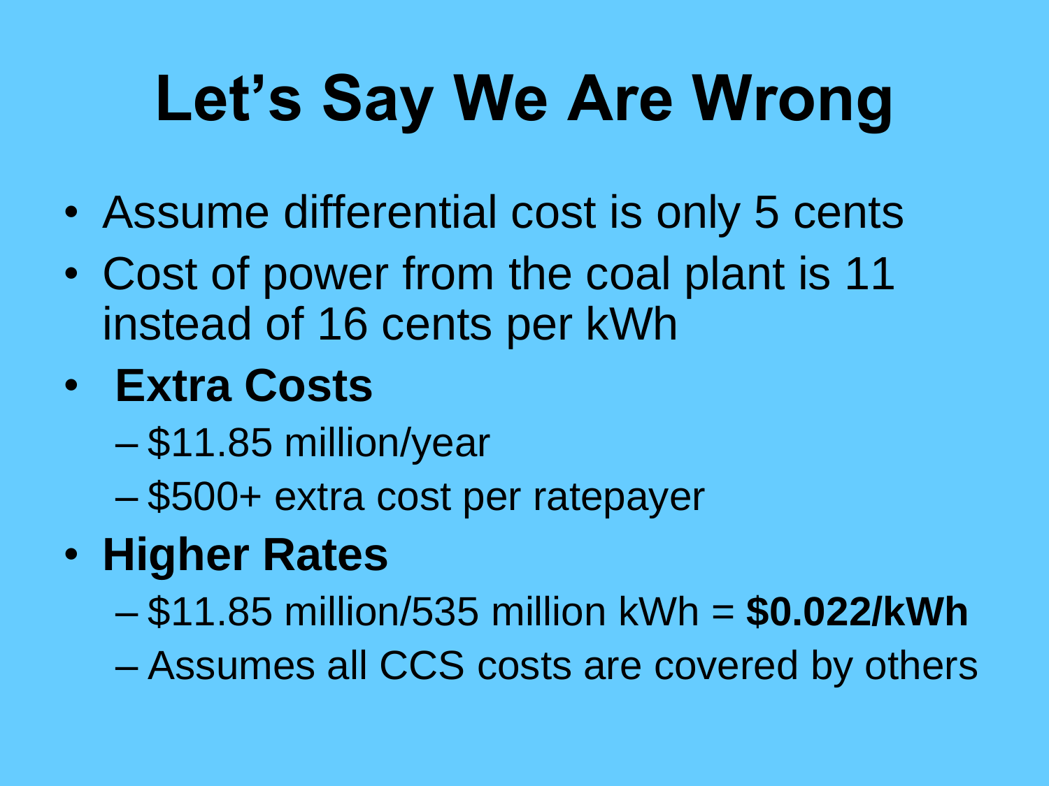# Let's Say We Are Wrong

- Assume differential cost is only 5 cents
- Cost of power from the coal plant is 11 instead of 16 cents per kWh
- **Extra Costs**
  - $11.85 million/year
  - $500+ extra cost per ratepayer
- **Higher Rates**
  - $11.85 million/535 million kWh = **$0.022/kWh**
  - Assumes all CCS costs are covered by others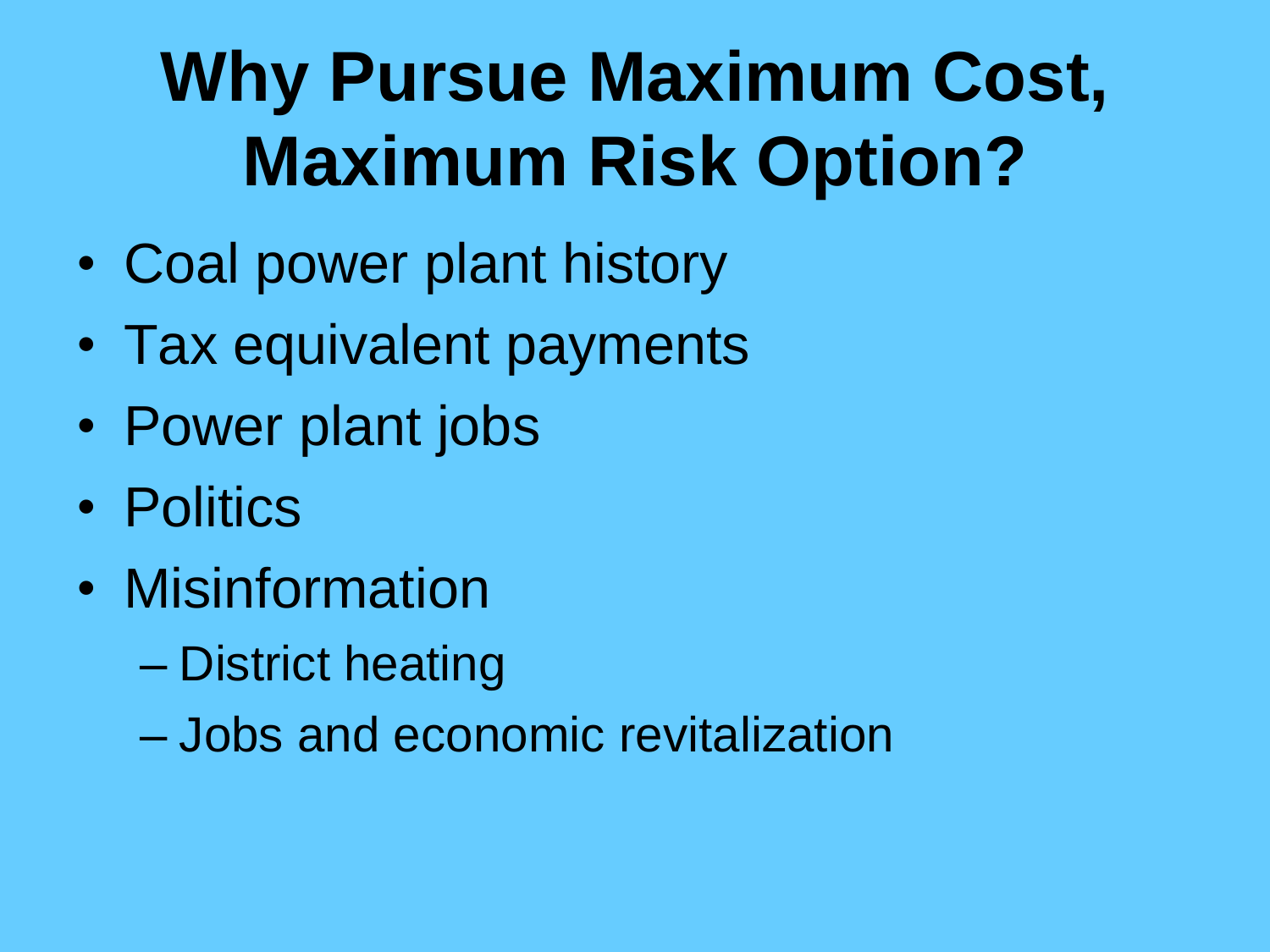# Why Pursue Maximum Cost, Maximum Risk Option?

- Coal power plant history
- Tax equivalent payments
- Power plant jobs
- Politics
- Misinformation
  - District heating
  - Jobs and economic revitalization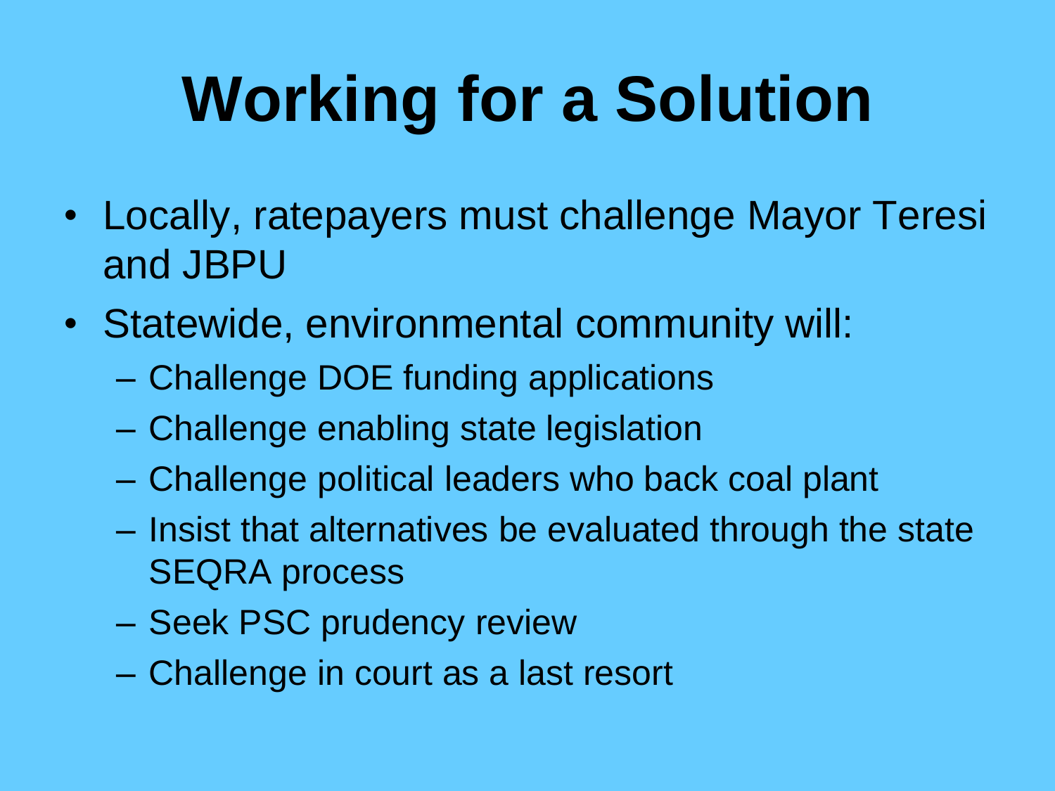# Working for a Solution

- Locally, ratepayers must challenge Mayor Teresi and JBPU
- Statewide, environmental community will:
  - Challenge DOE funding applications
  - Challenge enabling state legislation
  - Challenge political leaders who back coal plant
  - Insist that alternatives be evaluated through the state SEQRA process
  - Seek PSC prudency review
  - Challenge in court as a last resort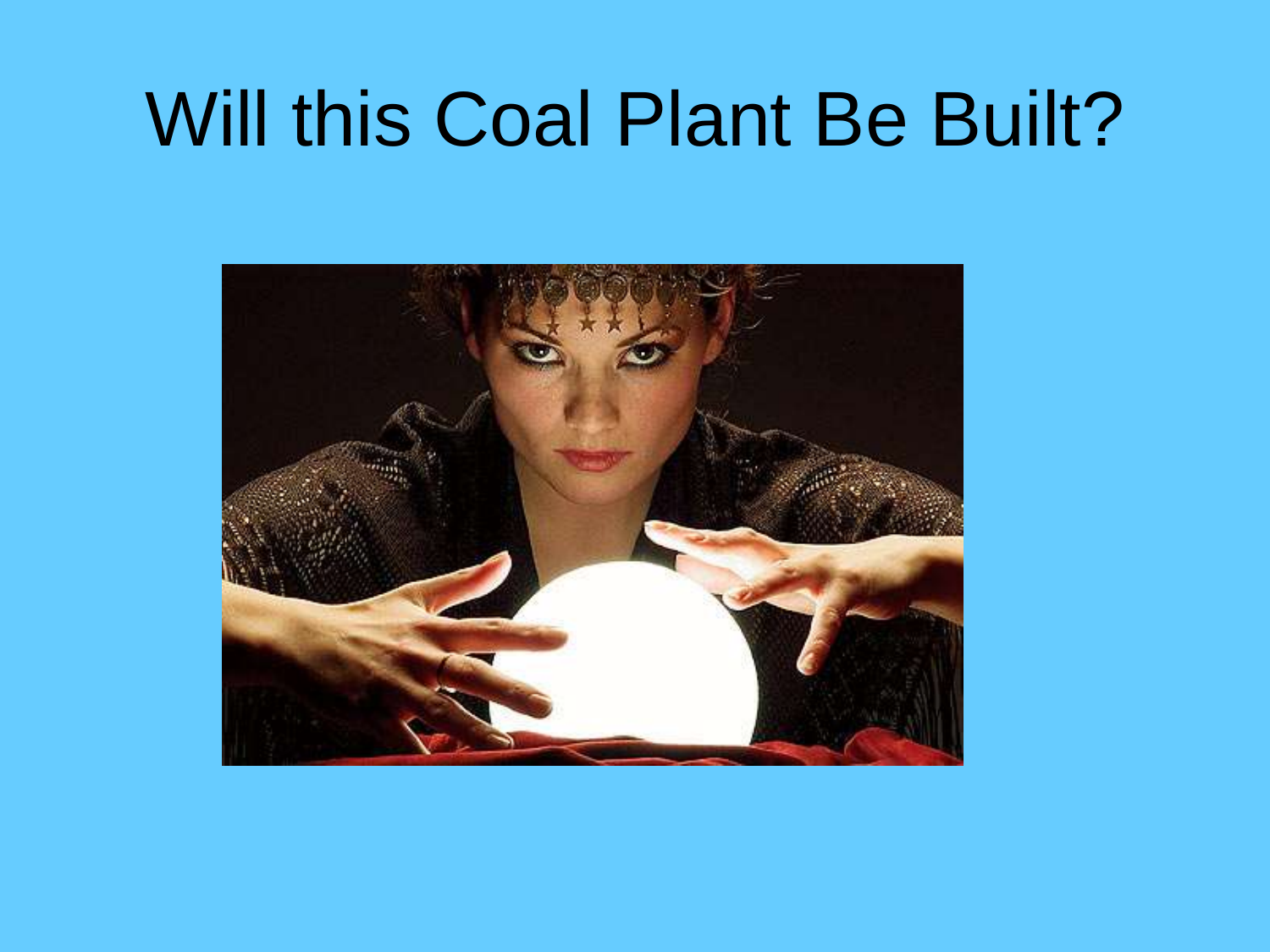# Will this Coal Plant Be Built?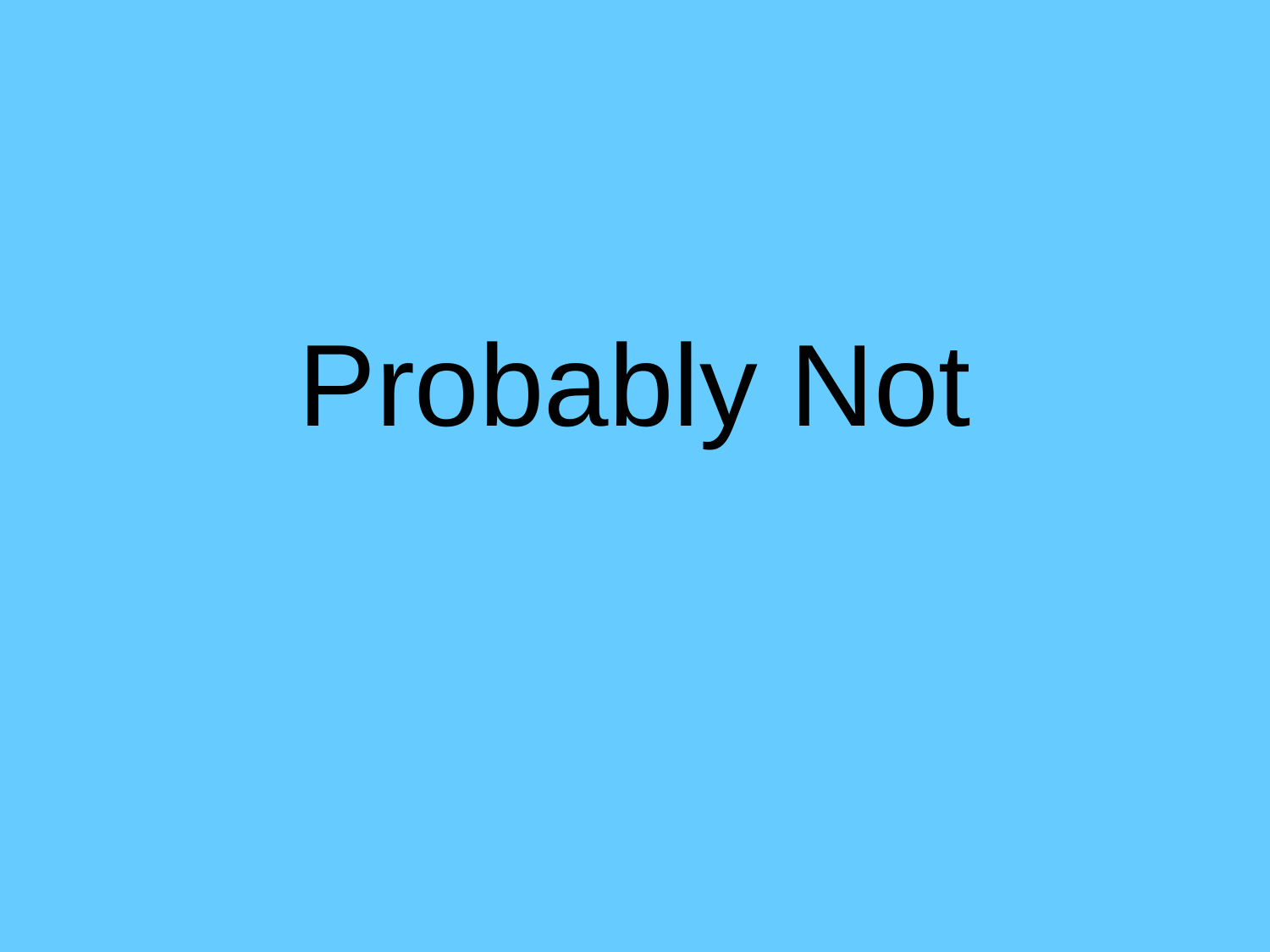Probably Not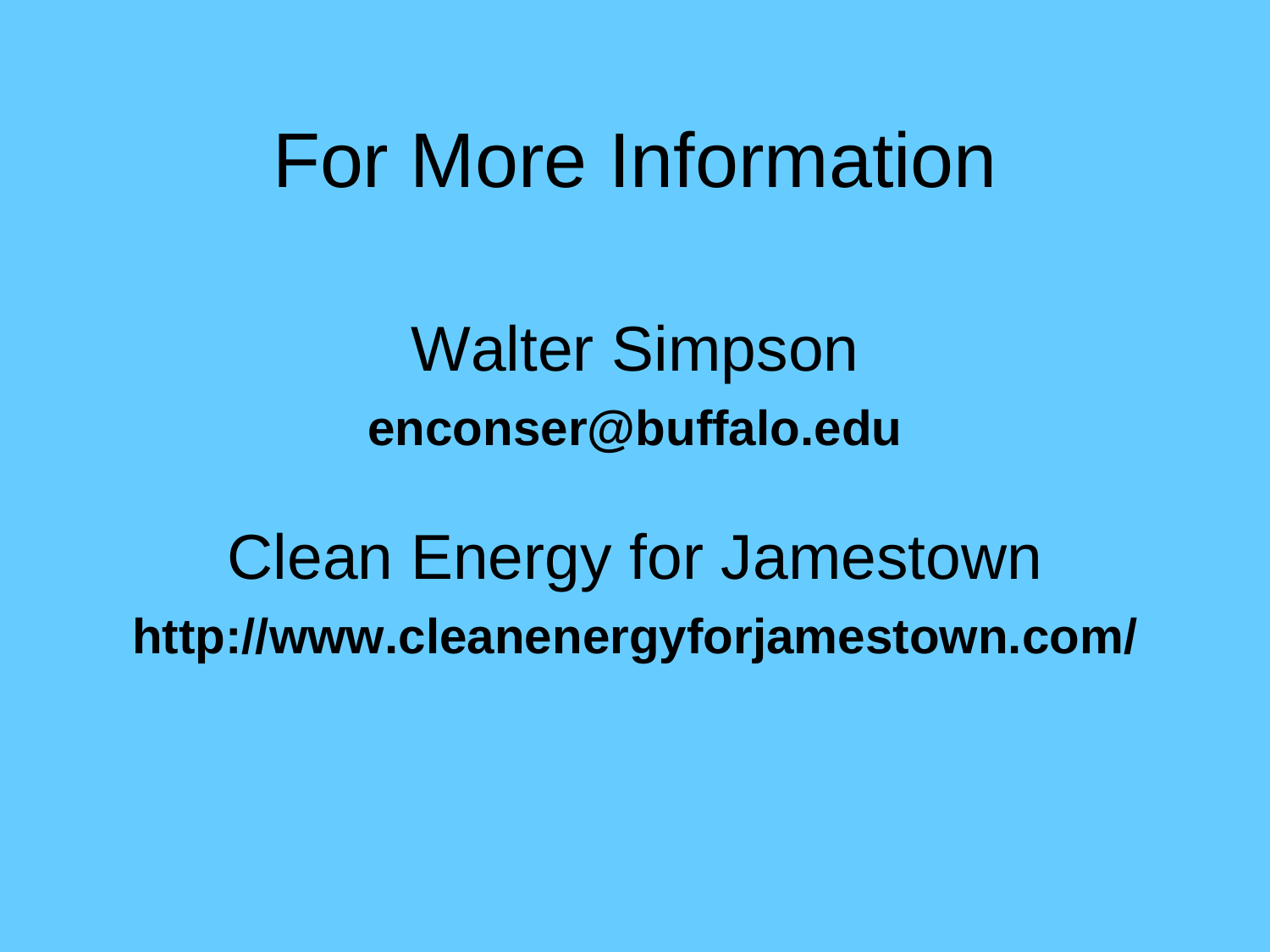# For More Information

Walter Simpson

**enconser@buffalo.edu**

Clean Energy for Jamestown

**http://www.cleanenergyforjamestown.com/**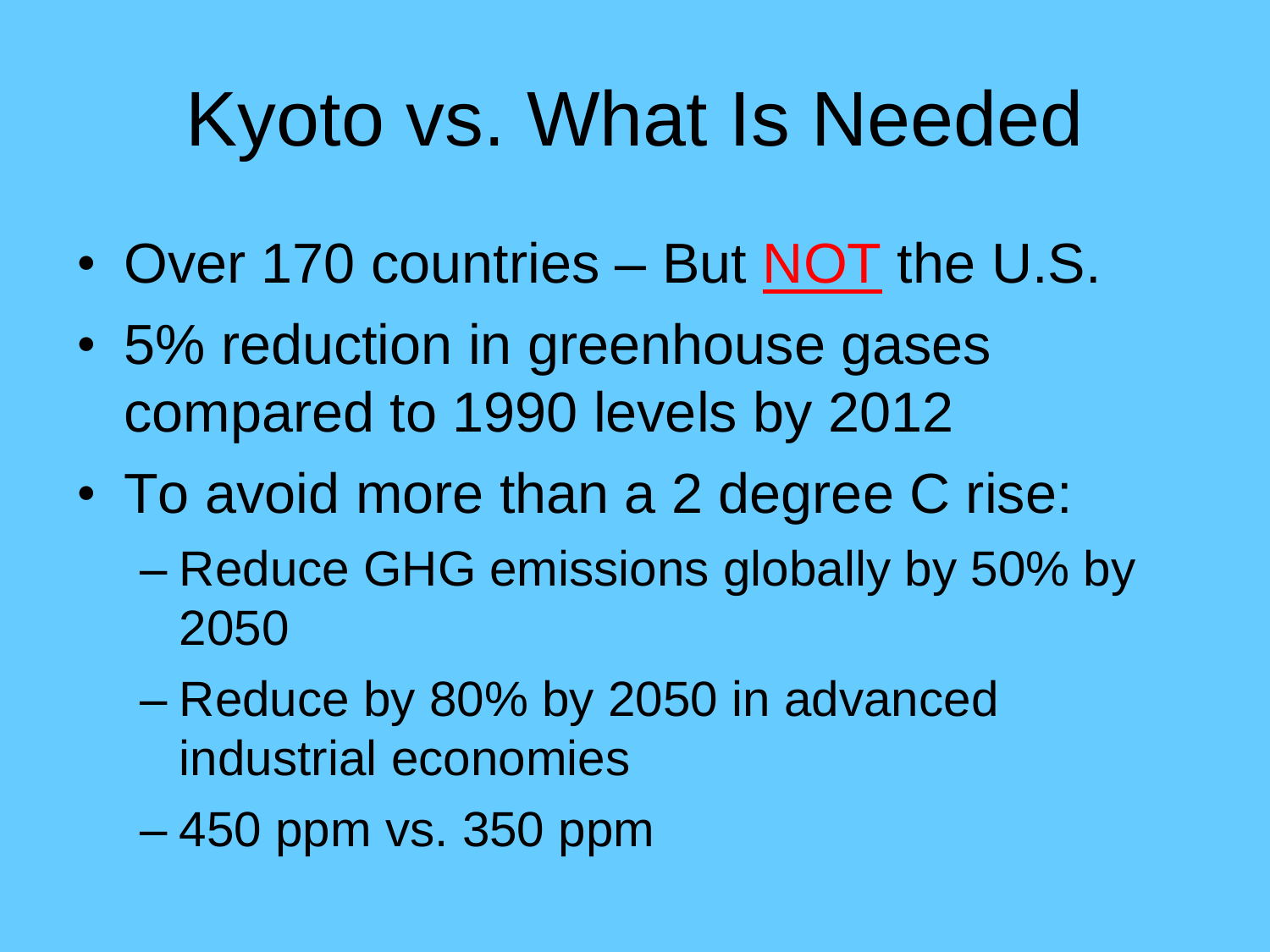# Kyoto vs. What Is Needed

- Over 170 countries – But NOT the U.S.
- 5% reduction in greenhouse gases compared to 1990 levels by 2012
- To avoid more than a 2 degree C rise:
  - Reduce GHG emissions globally by 50% by 2050
  - Reduce by 80% by 2050 in advanced industrial economies
  - 450 ppm vs. 350 ppm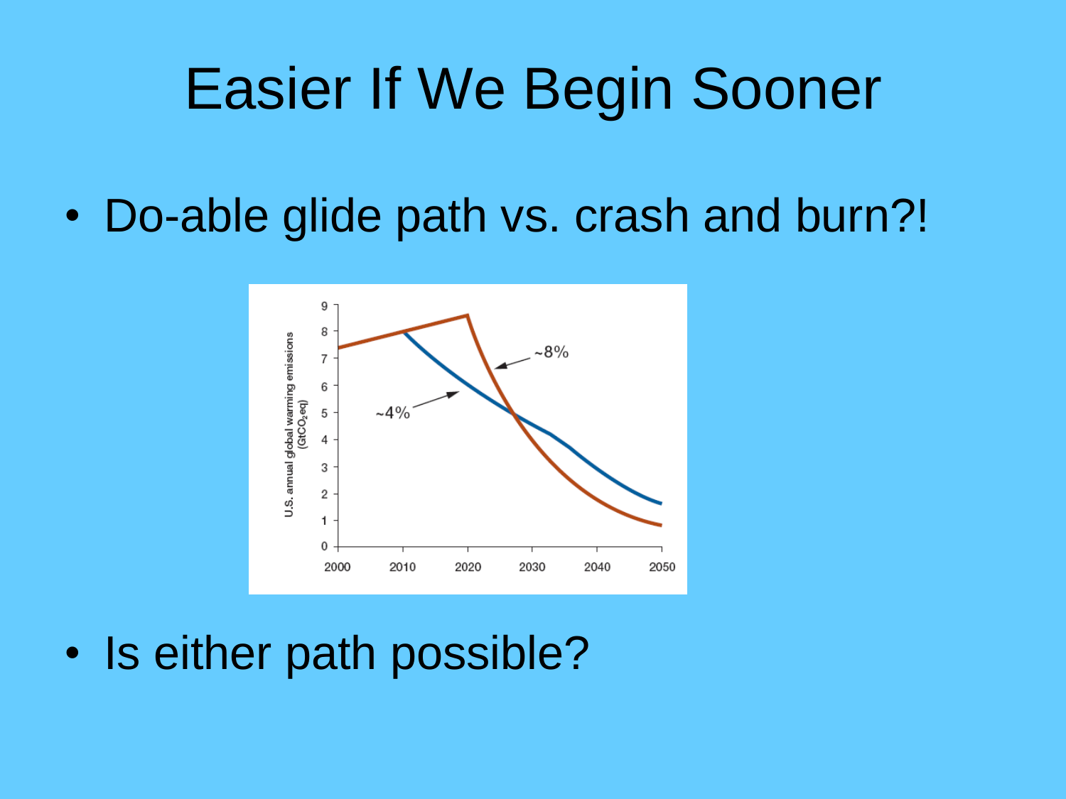# Easier If We Begin Sooner

- Do-able glide path vs. crash and burn?!

- Is either path possible?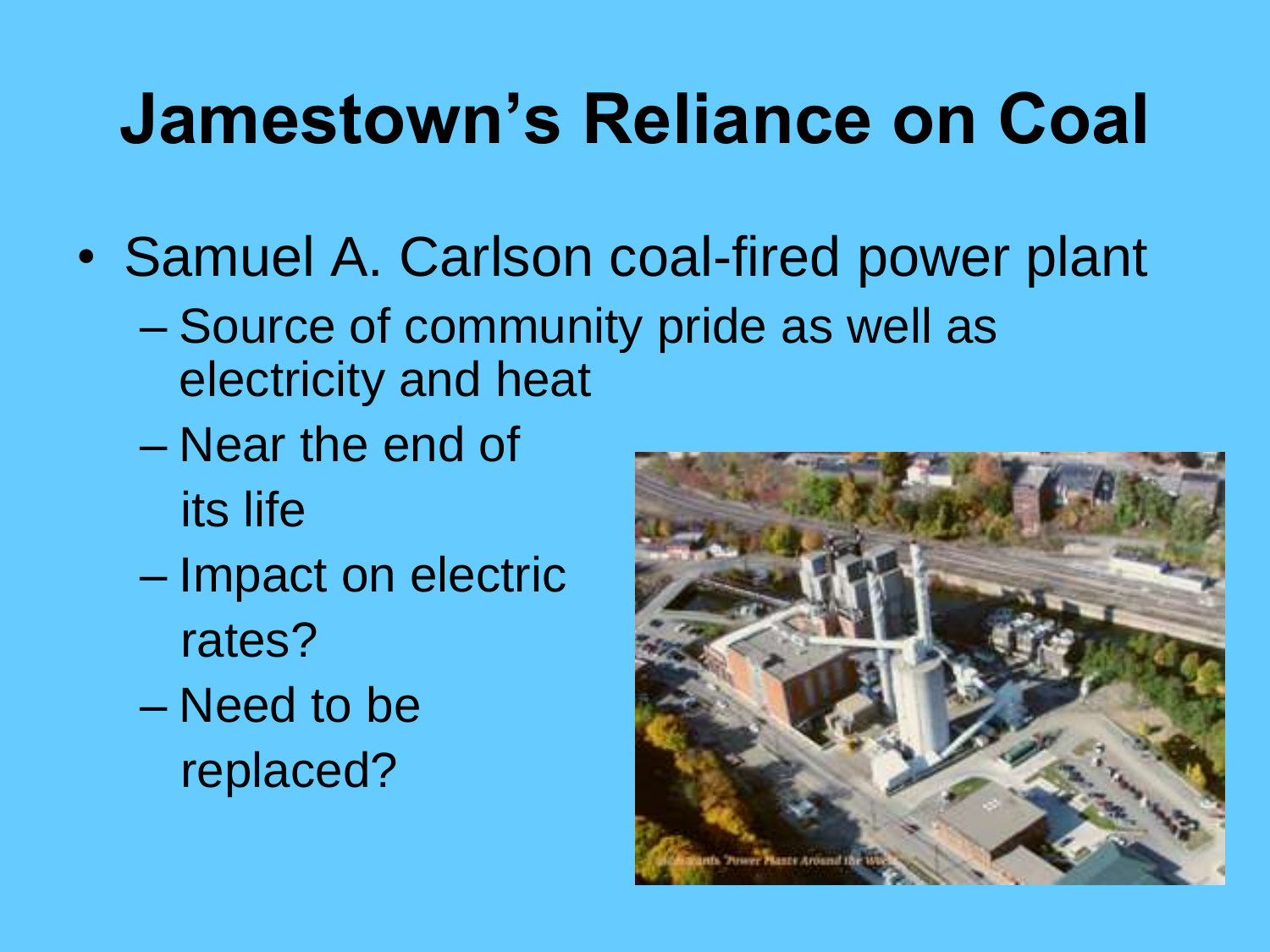# Jamestown's Reliance on Coal

- Samuel A. Carlson coal-fired power plant
  - Source of community pride as well as electricity and heat
  - Near the end of its life
  - Impact on electric rates?
  - Need to be replaced?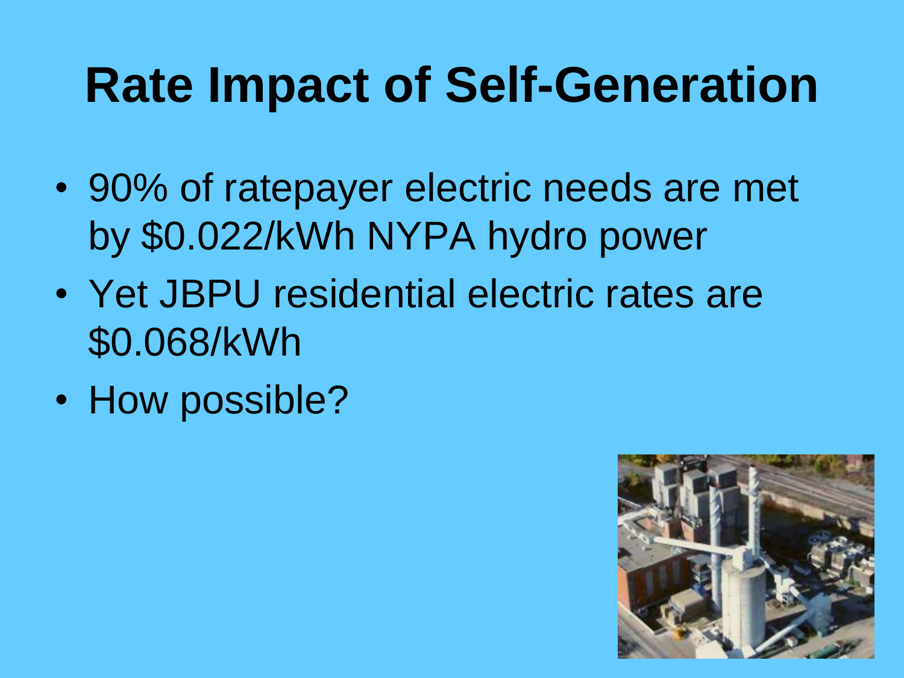# Rate Impact of Self-Generation

- 90% of ratepayer electric needs are met by $0.022/kWh NYPA hydro power
- Yet JBPU residential electric rates are $0.068/kWh
- How possible?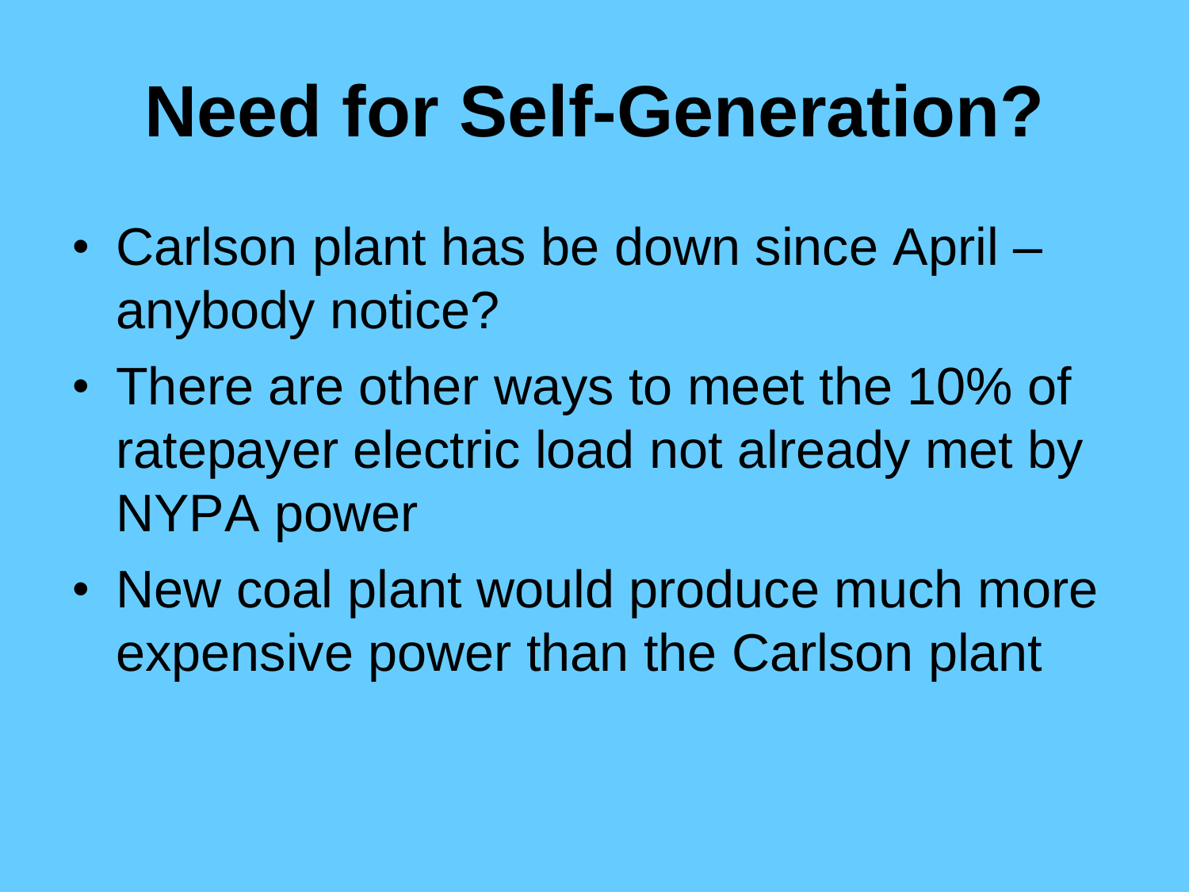# Need for Self-Generation?

- Carlson plant has be down since April – anybody notice?
- There are other ways to meet the 10% of ratepayer electric load not already met by NYPA power
- New coal plant would produce much more expensive power than the Carlson plant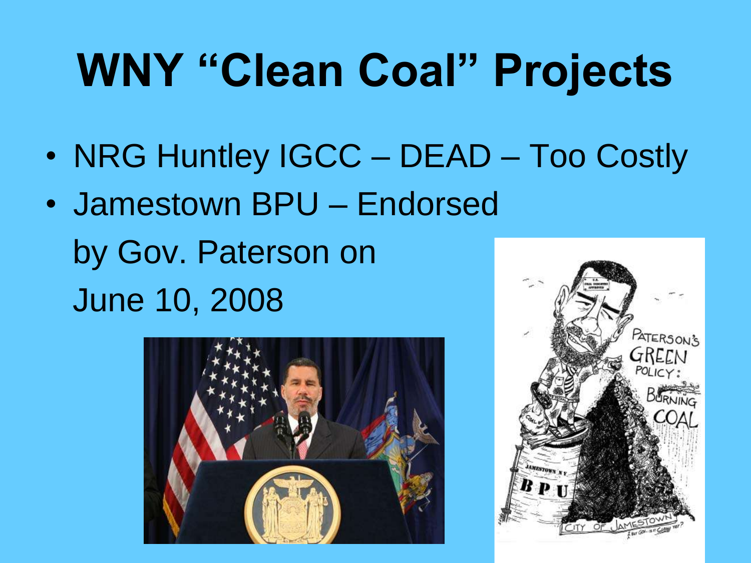# WNY "Clean Coal" Projects

- NRG Huntley IGCC – DEAD – Too Costly
- Jamestown BPU – Endorsed by Gov. Paterson on June 10, 2008